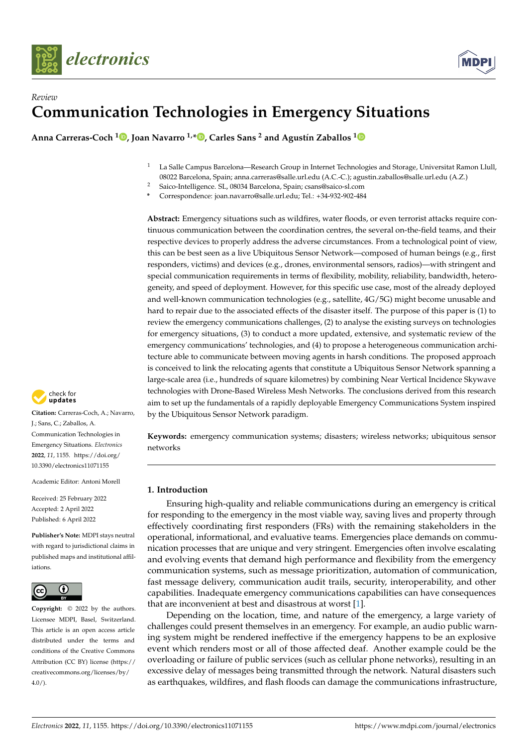*Review*

# Communication Technologies in Emergency Situations

**Anna Carreras-Coch [1], Joan Navarro [1,*], Carles Sans [2] and Agustín Zaballos [1]**

[1] La Salle Campus Barcelona—Research Group in Internet Technologies and Storage, Universitat Ramon Llull, 08022 Barcelona, Spain; anna.carreras@salle.url.edu (A.C.-C.); agustin.zaballos@salle.url.edu (A.Z.)

[2] Saico-Intelligence. SL, 08034 Barcelona, Spain; csans@saico-sl.com

\* Correspondence: joan.navarro@salle.url.edu; Tel.: +34-932-902-484

**Abstract:** Emergency situations such as wildfires, water floods, or even terrorist attacks require continuous communication between the coordination centres, the several on-the-field teams, and their respective devices to properly address the adverse circumstances. From a technological point of view, this can be best seen as a live Ubiquitous Sensor Network—composed of human beings (e.g., first responders, victims) and devices (e.g., drones, environmental sensors, radios)—with stringent and special communication requirements in terms of flexibility, mobility, reliability, bandwidth, heterogeneity, and speed of deployment. However, for this specific use case, most of the already deployed and well-known communication technologies (e.g., satellite, 4G/5G) might become unusable and hard to repair due to the associated effects of the disaster itself. The purpose of this paper is (1) to review the emergency communications challenges, (2) to analyse the existing surveys on technologies for emergency situations, (3) to conduct a more updated, extensive, and systematic review of the emergency communications' technologies, and (4) to propose a heterogeneous communication architecture able to communicate between moving agents in harsh conditions. The proposed approach is conceived to link the relocating agents that constitute a Ubiquitous Sensor Network spanning a large-scale area (i.e., hundreds of square kilometres) by combining Near Vertical Incidence Skywave technologies with Drone-Based Wireless Mesh Networks. The conclusions derived from this research aim to set up the fundamentals of a rapidly deployable Emergency Communications System inspired by the Ubiquitous Sensor Network paradigm.

**Keywords:** emergency communication systems; disasters; wireless networks; ubiquitous sensor networks

**Citation:** Carreras-Coch, A.; Navarro, J.; Sans, C.; Zaballos, A. Communication Technologies in Emergency Situations. *Electronics* **2022**, *11*, 1155. https://doi.org/10.3390/electronics11071155

Academic Editor: Antoni Morell

Received: 25 February 2022
Accepted: 2 April 2022
Published: 6 April 2022

**Publisher's Note:** MDPI stays neutral with regard to jurisdictional claims in published maps and institutional affiliations.

**Copyright:** © 2022 by the authors. Licensee MDPI, Basel, Switzerland. This article is an open access article distributed under the terms and conditions of the Creative Commons Attribution (CC BY) license (https://creativecommons.org/licenses/by/4.0/).

## 1. Introduction

Ensuring high-quality and reliable communications during an emergency is critical for responding to the emergency in the most viable way, saving lives and property through effectively coordinating first responders (FRs) with the remaining stakeholders in the operational, informational, and evaluative teams. Emergencies place demands on communication processes that are unique and very stringent. Emergencies often involve escalating and evolving events that demand high performance and flexibility from the emergency communication systems, such as message prioritization, automation of communication, fast message delivery, communication audit trails, security, interoperability, and other capabilities. Inadequate emergency communications capabilities can have consequences that are inconvenient at best and disastrous at worst [1].

Depending on the location, time, and nature of the emergency, a large variety of challenges could present themselves in an emergency. For example, an audio public warning system might be rendered ineffective if the emergency happens to be an explosive event which renders most or all of those affected deaf. Another example could be the overloading or failure of public services (such as cellular phone networks), resulting in an excessive delay of messages being transmitted through the network. Natural disasters such as earthquakes, wildfires, and flash floods can damage the communications infrastructure,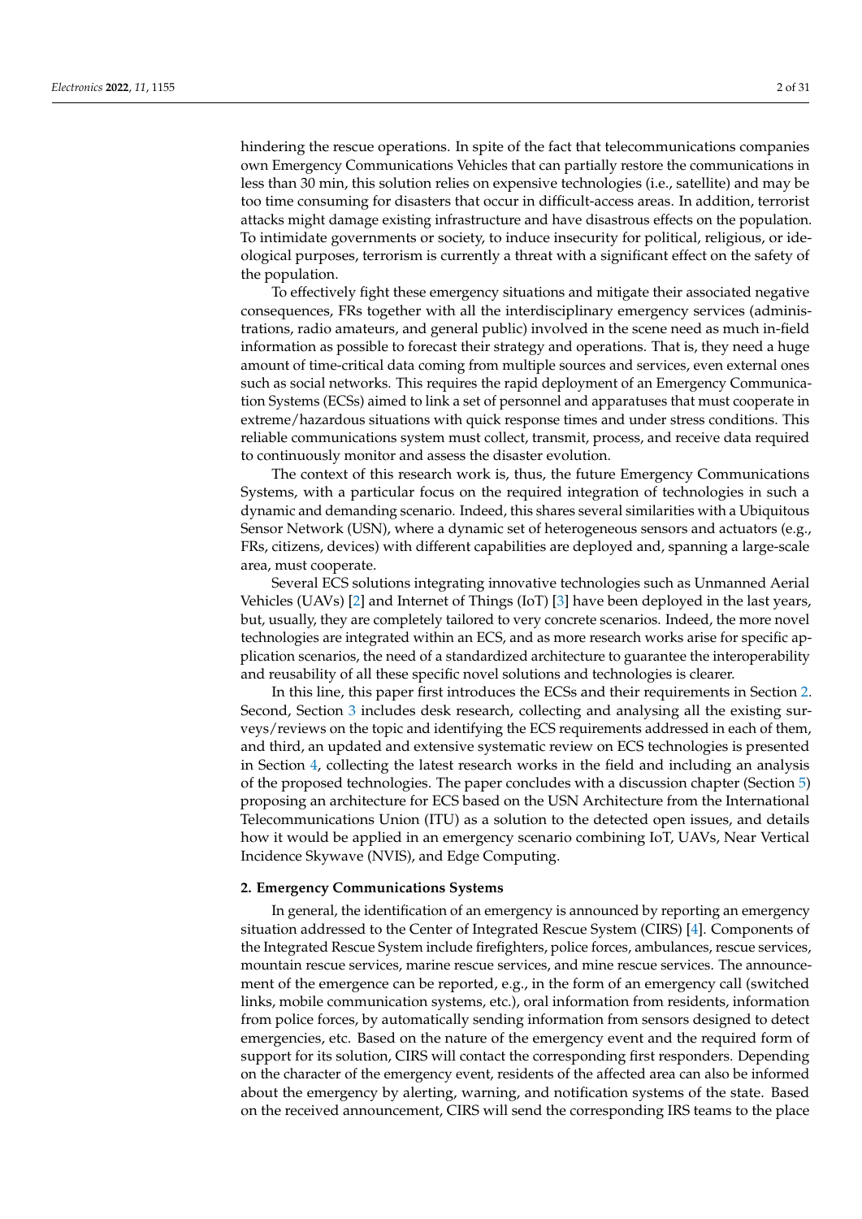hindering the rescue operations. In spite of the fact that telecommunications companies own Emergency Communications Vehicles that can partially restore the communications in less than 30 min, this solution relies on expensive technologies (i.e., satellite) and may be too time consuming for disasters that occur in difficult-access areas. In addition, terrorist attacks might damage existing infrastructure and have disastrous effects on the population. To intimidate governments or society, to induce insecurity for political, religious, or ideological purposes, terrorism is currently a threat with a significant effect on the safety of the population.

To effectively fight these emergency situations and mitigate their associated negative consequences, FRs together with all the interdisciplinary emergency services (administrations, radio amateurs, and general public) involved in the scene need as much in-field information as possible to forecast their strategy and operations. That is, they need a huge amount of time-critical data coming from multiple sources and services, even external ones such as social networks. This requires the rapid deployment of an Emergency Communication Systems (ECSs) aimed to link a set of personnel and apparatuses that must cooperate in extreme/hazardous situations with quick response times and under stress conditions. This reliable communications system must collect, transmit, process, and receive data required to continuously monitor and assess the disaster evolution.

The context of this research work is, thus, the future Emergency Communications Systems, with a particular focus on the required integration of technologies in such a dynamic and demanding scenario. Indeed, this shares several similarities with a Ubiquitous Sensor Network (USN), where a dynamic set of heterogeneous sensors and actuators (e.g., FRs, citizens, devices) with different capabilities are deployed and, spanning a large-scale area, must cooperate.

Several ECS solutions integrating innovative technologies such as Unmanned Aerial Vehicles (UAVs) [2] and Internet of Things (IoT) [3] have been deployed in the last years, but, usually, they are completely tailored to very concrete scenarios. Indeed, the more novel technologies are integrated within an ECS, and as more research works arise for specific application scenarios, the need of a standardized architecture to guarantee the interoperability and reusability of all these specific novel solutions and technologies is clearer.

In this line, this paper first introduces the ECSs and their requirements in Section 2. Second, Section 3 includes desk research, collecting and analysing all the existing surveys/reviews on the topic and identifying the ECS requirements addressed in each of them, and third, an updated and extensive systematic review on ECS technologies is presented in Section 4, collecting the latest research works in the field and including an analysis of the proposed technologies. The paper concludes with a discussion chapter (Section 5) proposing an architecture for ECS based on the USN Architecture from the International Telecommunications Union (ITU) as a solution to the detected open issues, and details how it would be applied in an emergency scenario combining IoT, UAVs, Near Vertical Incidence Skywave (NVIS), and Edge Computing.

## 2. Emergency Communications Systems

In general, the identification of an emergency is announced by reporting an emergency situation addressed to the Center of Integrated Rescue System (CIRS) [4]. Components of the Integrated Rescue System include firefighters, police forces, ambulances, rescue services, mountain rescue services, marine rescue services, and mine rescue services. The announcement of the emergence can be reported, e.g., in the form of an emergency call (switched links, mobile communication systems, etc.), oral information from residents, information from police forces, by automatically sending information from sensors designed to detect emergencies, etc. Based on the nature of the emergency event and the required form of support for its solution, CIRS will contact the corresponding first responders. Depending on the character of the emergency event, residents of the affected area can also be informed about the emergency by alerting, warning, and notification systems of the state. Based on the received announcement, CIRS will send the corresponding IRS teams to the place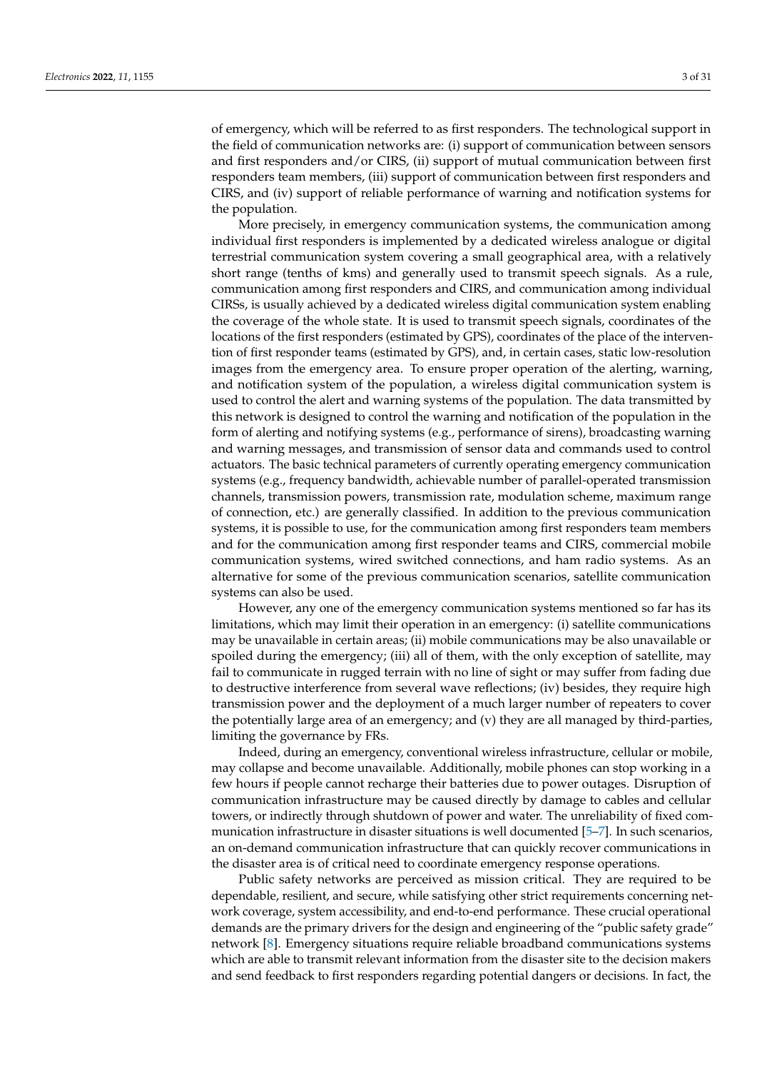of emergency, which will be referred to as first responders. The technological support in the field of communication networks are: (i) support of communication between sensors and first responders and/or CIRS, (ii) support of mutual communication between first responders team members, (iii) support of communication between first responders and CIRS, and (iv) support of reliable performance of warning and notification systems for the population.

More precisely, in emergency communication systems, the communication among individual first responders is implemented by a dedicated wireless analogue or digital terrestrial communication system covering a small geographical area, with a relatively short range (tenths of kms) and generally used to transmit speech signals. As a rule, communication among first responders and CIRS, and communication among individual CIRSs, is usually achieved by a dedicated wireless digital communication system enabling the coverage of the whole state. It is used to transmit speech signals, coordinates of the locations of the first responders (estimated by GPS), coordinates of the place of the intervention of first responder teams (estimated by GPS), and, in certain cases, static low-resolution images from the emergency area. To ensure proper operation of the alerting, warning, and notification system of the population, a wireless digital communication system is used to control the alert and warning systems of the population. The data transmitted by this network is designed to control the warning and notification of the population in the form of alerting and notifying systems (e.g., performance of sirens), broadcasting warning and warning messages, and transmission of sensor data and commands used to control actuators. The basic technical parameters of currently operating emergency communication systems (e.g., frequency bandwidth, achievable number of parallel-operated transmission channels, transmission powers, transmission rate, modulation scheme, maximum range of connection, etc.) are generally classified. In addition to the previous communication systems, it is possible to use, for the communication among first responders team members and for the communication among first responder teams and CIRS, commercial mobile communication systems, wired switched connections, and ham radio systems. As an alternative for some of the previous communication scenarios, satellite communication systems can also be used.

However, any one of the emergency communication systems mentioned so far has its limitations, which may limit their operation in an emergency: (i) satellite communications may be unavailable in certain areas; (ii) mobile communications may be also unavailable or spoiled during the emergency; (iii) all of them, with the only exception of satellite, may fail to communicate in rugged terrain with no line of sight or may suffer from fading due to destructive interference from several wave reflections; (iv) besides, they require high transmission power and the deployment of a much larger number of repeaters to cover the potentially large area of an emergency; and (v) they are all managed by third-parties, limiting the governance by FRs.

Indeed, during an emergency, conventional wireless infrastructure, cellular or mobile, may collapse and become unavailable. Additionally, mobile phones can stop working in a few hours if people cannot recharge their batteries due to power outages. Disruption of communication infrastructure may be caused directly by damage to cables and cellular towers, or indirectly through shutdown of power and water. The unreliability of fixed communication infrastructure in disaster situations is well documented [5–7]. In such scenarios, an on-demand communication infrastructure that can quickly recover communications in the disaster area is of critical need to coordinate emergency response operations.

Public safety networks are perceived as mission critical. They are required to be dependable, resilient, and secure, while satisfying other strict requirements concerning network coverage, system accessibility, and end-to-end performance. These crucial operational demands are the primary drivers for the design and engineering of the "public safety grade" network [8]. Emergency situations require reliable broadband communications systems which are able to transmit relevant information from the disaster site to the decision makers and send feedback to first responders regarding potential dangers or decisions. In fact, the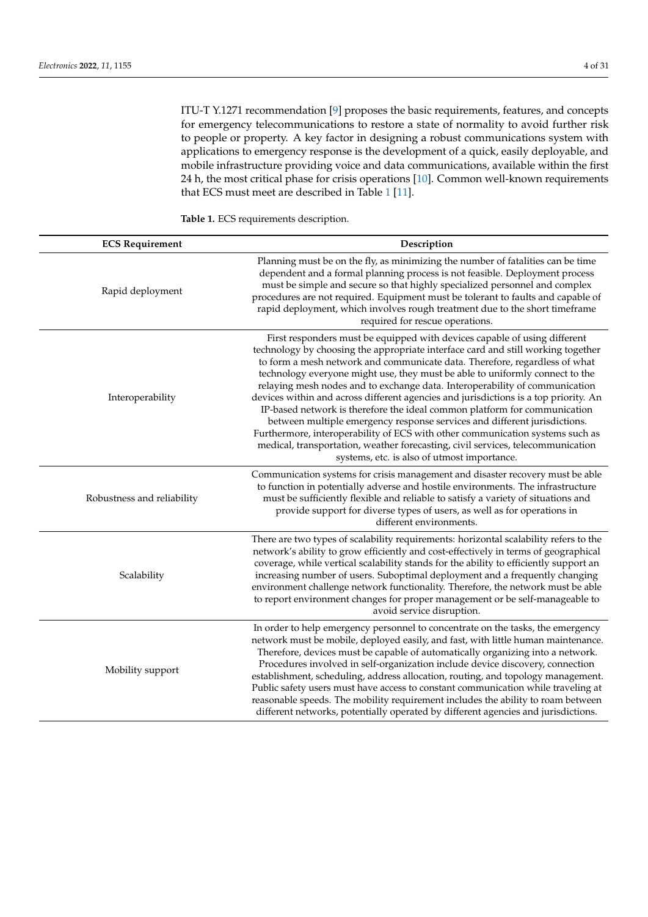ITU-T Y.1271 recommendation [9] proposes the basic requirements, features, and concepts for emergency telecommunications to restore a state of normality to avoid further risk to people or property. A key factor in designing a robust communications system with applications to emergency response is the development of a quick, easily deployable, and mobile infrastructure providing voice and data communications, available within the first 24 h, the most critical phase for crisis operations [10]. Common well-known requirements that ECS must meet are described in Table 1 [11].

**Table 1.** ECS requirements description.

| ECS Requirement | Description |
|---|---|
| Rapid deployment | Planning must be on the fly, as minimizing the number of fatalities can be time dependent and a formal planning process is not feasible. Deployment process must be simple and secure so that highly specialized personnel and complex procedures are not required. Equipment must be tolerant to faults and capable of rapid deployment, which involves rough treatment due to the short timeframe required for rescue operations. |
| Interoperability | First responders must be equipped with devices capable of using different technology by choosing the appropriate interface card and still working together to form a mesh network and communicate data. Therefore, regardless of what technology everyone might use, they must be able to uniformly connect to the relaying mesh nodes and to exchange data. Interoperability of communication devices within and across different agencies and jurisdictions is a top priority. An IP-based network is therefore the ideal common platform for communication between multiple emergency response services and different jurisdictions. Furthermore, interoperability of ECS with other communication systems such as medical, transportation, weather forecasting, civil services, telecommunication systems, etc. is also of utmost importance. |
| Robustness and reliability | Communication systems for crisis management and disaster recovery must be able to function in potentially adverse and hostile environments. The infrastructure must be sufficiently flexible and reliable to satisfy a variety of situations and provide support for diverse types of users, as well as for operations in different environments. |
| Scalability | There are two types of scalability requirements: horizontal scalability refers to the network's ability to grow efficiently and cost-effectively in terms of geographical coverage, while vertical scalability stands for the ability to efficiently support an increasing number of users. Suboptimal deployment and a frequently changing environment challenge network functionality. Therefore, the network must be able to report environment changes for proper management or be self-manageable to avoid service disruption. |
| Mobility support | In order to help emergency personnel to concentrate on the tasks, the emergency network must be mobile, deployed easily, and fast, with little human maintenance. Therefore, devices must be capable of automatically organizing into a network. Procedures involved in self-organization include device discovery, connection establishment, scheduling, address allocation, routing, and topology management. Public safety users must have access to constant communication while traveling at reasonable speeds. The mobility requirement includes the ability to roam between different networks, potentially operated by different agencies and jurisdictions. |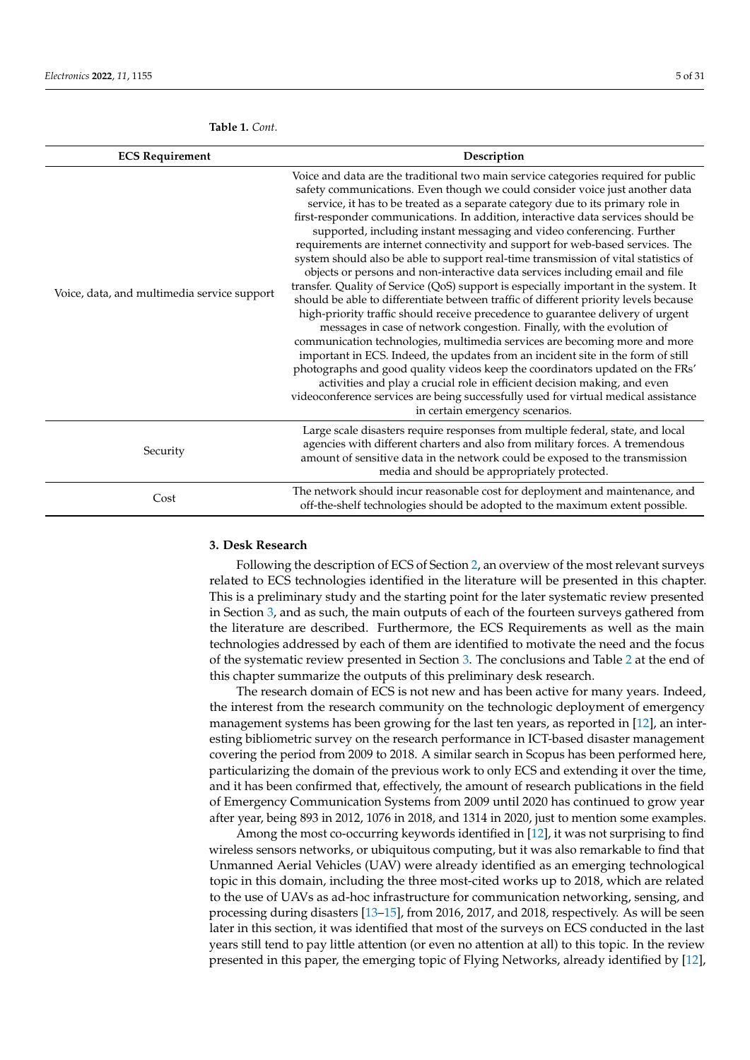**Table 1.** *Cont.*

| ECS Requirement | Description |
| --- | --- |
| Voice, data, and multimedia service support | Voice and data are the traditional two main service categories required for public safety communications. Even though we could consider voice just another data service, it has to be treated as a separate category due to its primary role in first-responder communications. In addition, interactive data services should be supported, including instant messaging and video conferencing. Further requirements are internet connectivity and support for web-based services. The system should also be able to support real-time transmission of vital statistics of objects or persons and non-interactive data services including email and file transfer. Quality of Service (QoS) support is especially important in the system. It should be able to differentiate between traffic of different priority levels because high-priority traffic should receive precedence to guarantee delivery of urgent messages in case of network congestion. Finally, with the evolution of communication technologies, multimedia services are becoming more and more important in ECS. Indeed, the updates from an incident site in the form of still photographs and good quality videos keep the coordinators updated on the FRs' activities and play a crucial role in efficient decision making, and even videoconference services are being successfully used for virtual medical assistance in certain emergency scenarios. |
| Security | Large scale disasters require responses from multiple federal, state, and local agencies with different charters and also from military forces. A tremendous amount of sensitive data in the network could be exposed to the transmission media and should be appropriately protected. |
| Cost | The network should incur reasonable cost for deployment and maintenance, and off-the-shelf technologies should be adopted to the maximum extent possible. |

## 3. Desk Research

Following the description of ECS of Section 2, an overview of the most relevant surveys related to ECS technologies identified in the literature will be presented in this chapter. This is a preliminary study and the starting point for the later systematic review presented in Section 3, and as such, the main outputs of each of the fourteen surveys gathered from the literature are described. Furthermore, the ECS Requirements as well as the main technologies addressed by each of them are identified to motivate the need and the focus of the systematic review presented in Section 3. The conclusions and Table 2 at the end of this chapter summarize the outputs of this preliminary desk research.

The research domain of ECS is not new and has been active for many years. Indeed, the interest from the research community on the technologic deployment of emergency management systems has been growing for the last ten years, as reported in [12], an interesting bibliometric survey on the research performance in ICT-based disaster management covering the period from 2009 to 2018. A similar search in Scopus has been performed here, particularizing the domain of the previous work to only ECS and extending it over the time, and it has been confirmed that, effectively, the amount of research publications in the field of Emergency Communication Systems from 2009 until 2020 has continued to grow year after year, being 893 in 2012, 1076 in 2018, and 1314 in 2020, just to mention some examples.

Among the most co-occurring keywords identified in [12], it was not surprising to find wireless sensors networks, or ubiquitous computing, but it was also remarkable to find that Unmanned Aerial Vehicles (UAV) were already identified as an emerging technological topic in this domain, including the three most-cited works up to 2018, which are related to the use of UAVs as ad-hoc infrastructure for communication networking, sensing, and processing during disasters [13–15], from 2016, 2017, and 2018, respectively. As will be seen later in this section, it was identified that most of the surveys on ECS conducted in the last years still tend to pay little attention (or even no attention at all) to this topic. In the review presented in this paper, the emerging topic of Flying Networks, already identified by [12],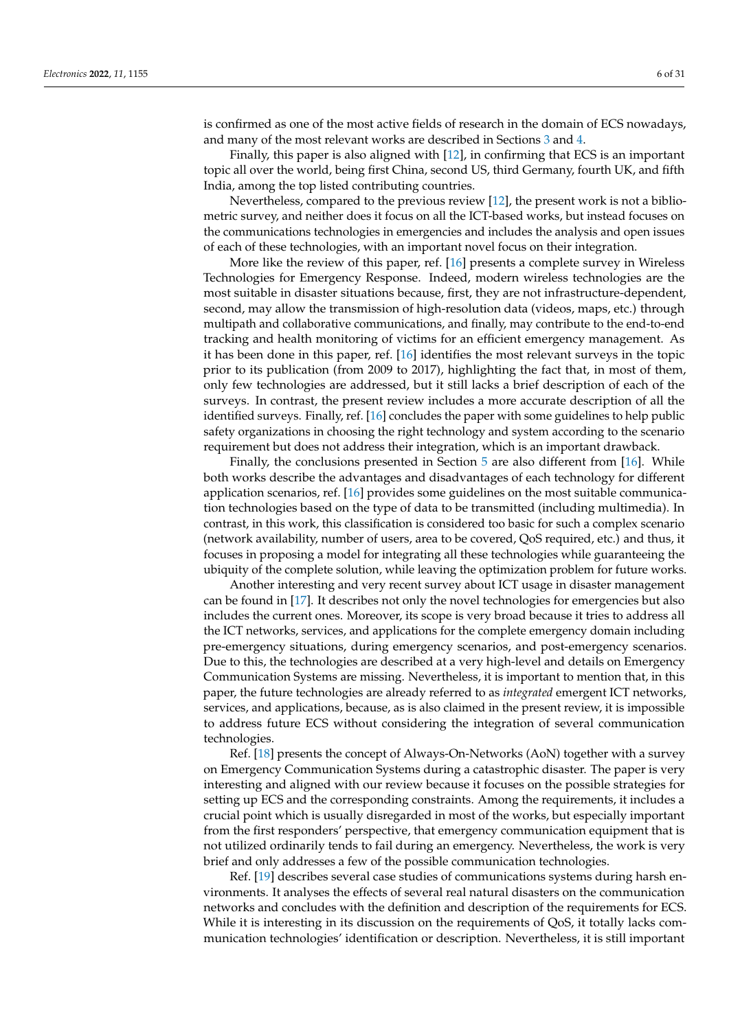is confirmed as one of the most active fields of research in the domain of ECS nowadays, and many of the most relevant works are described in Sections 3 and 4.

Finally, this paper is also aligned with [12], in confirming that ECS is an important topic all over the world, being first China, second US, third Germany, fourth UK, and fifth India, among the top listed contributing countries.

Nevertheless, compared to the previous review [12], the present work is not a bibliometric survey, and neither does it focus on all the ICT-based works, but instead focuses on the communications technologies in emergencies and includes the analysis and open issues of each of these technologies, with an important novel focus on their integration.

More like the review of this paper, ref. [16] presents a complete survey in Wireless Technologies for Emergency Response. Indeed, modern wireless technologies are the most suitable in disaster situations because, first, they are not infrastructure-dependent, second, may allow the transmission of high-resolution data (videos, maps, etc.) through multipath and collaborative communications, and finally, may contribute to the end-to-end tracking and health monitoring of victims for an efficient emergency management. As it has been done in this paper, ref. [16] identifies the most relevant surveys in the topic prior to its publication (from 2009 to 2017), highlighting the fact that, in most of them, only few technologies are addressed, but it still lacks a brief description of each of the surveys. In contrast, the present review includes a more accurate description of all the identified surveys. Finally, ref. [16] concludes the paper with some guidelines to help public safety organizations in choosing the right technology and system according to the scenario requirement but does not address their integration, which is an important drawback.

Finally, the conclusions presented in Section 5 are also different from [16]. While both works describe the advantages and disadvantages of each technology for different application scenarios, ref. [16] provides some guidelines on the most suitable communication technologies based on the type of data to be transmitted (including multimedia). In contrast, in this work, this classification is considered too basic for such a complex scenario (network availability, number of users, area to be covered, QoS required, etc.) and thus, it focuses in proposing a model for integrating all these technologies while guaranteeing the ubiquity of the complete solution, while leaving the optimization problem for future works.

Another interesting and very recent survey about ICT usage in disaster management can be found in [17]. It describes not only the novel technologies for emergencies but also includes the current ones. Moreover, its scope is very broad because it tries to address all the ICT networks, services, and applications for the complete emergency domain including pre-emergency situations, during emergency scenarios, and post-emergency scenarios. Due to this, the technologies are described at a very high-level and details on Emergency Communication Systems are missing. Nevertheless, it is important to mention that, in this paper, the future technologies are already referred to as *integrated* emergent ICT networks, services, and applications, because, as is also claimed in the present review, it is impossible to address future ECS without considering the integration of several communication technologies.

Ref. [18] presents the concept of Always-On-Networks (AoN) together with a survey on Emergency Communication Systems during a catastrophic disaster. The paper is very interesting and aligned with our review because it focuses on the possible strategies for setting up ECS and the corresponding constraints. Among the requirements, it includes a crucial point which is usually disregarded in most of the works, but especially important from the first responders' perspective, that emergency communication equipment that is not utilized ordinarily tends to fail during an emergency. Nevertheless, the work is very brief and only addresses a few of the possible communication technologies.

Ref. [19] describes several case studies of communications systems during harsh environments. It analyses the effects of several real natural disasters on the communication networks and concludes with the definition and description of the requirements for ECS. While it is interesting in its discussion on the requirements of QoS, it totally lacks communication technologies' identification or description. Nevertheless, it is still important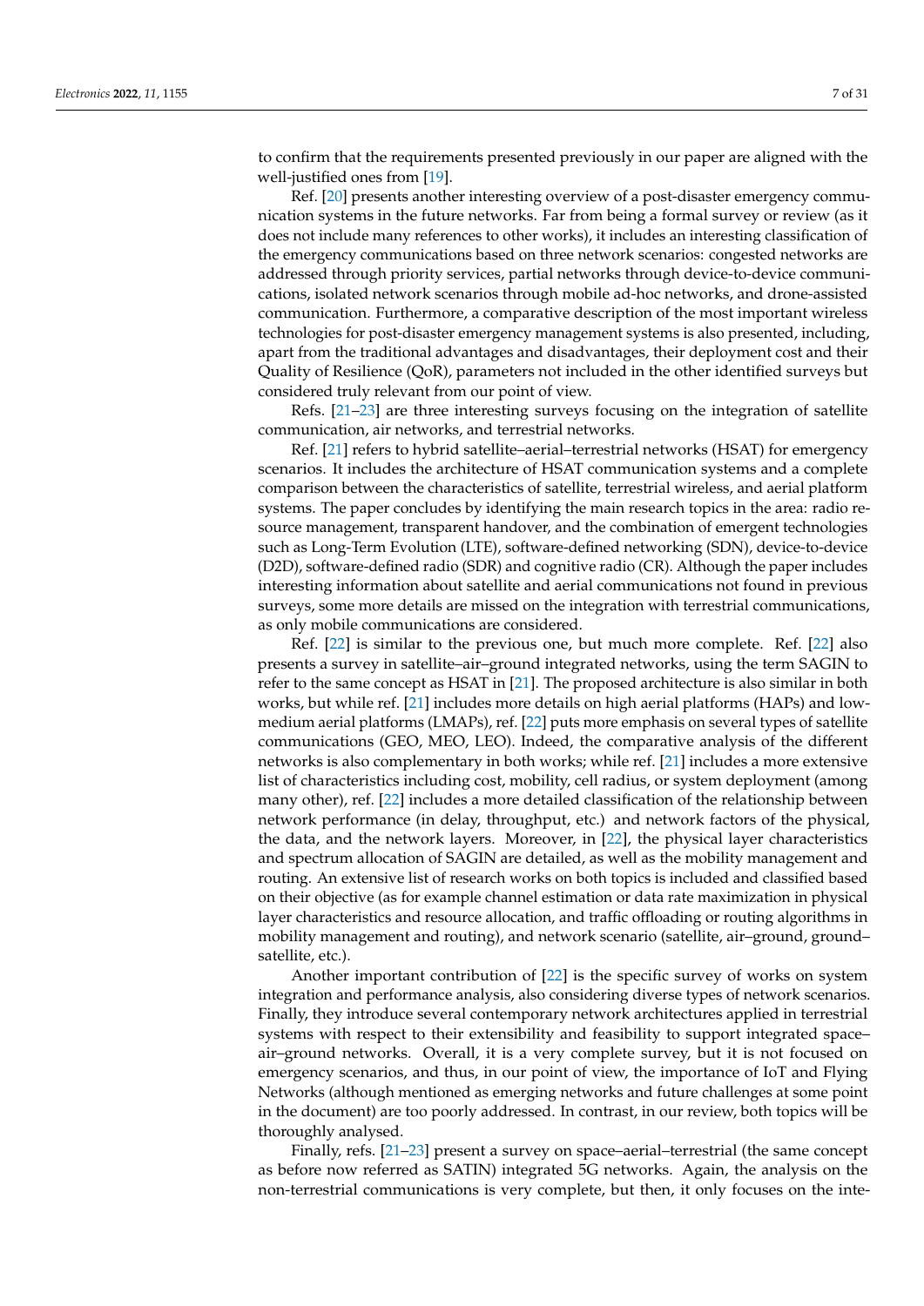to confirm that the requirements presented previously in our paper are aligned with the well-justified ones from [19].

Ref. [20] presents another interesting overview of a post-disaster emergency communication systems in the future networks. Far from being a formal survey or review (as it does not include many references to other works), it includes an interesting classification of the emergency communications based on three network scenarios: congested networks are addressed through priority services, partial networks through device-to-device communications, isolated network scenarios through mobile ad-hoc networks, and drone-assisted communication. Furthermore, a comparative description of the most important wireless technologies for post-disaster emergency management systems is also presented, including, apart from the traditional advantages and disadvantages, their deployment cost and their Quality of Resilience (QoR), parameters not included in the other identified surveys but considered truly relevant from our point of view.

Refs. [21–23] are three interesting surveys focusing on the integration of satellite communication, air networks, and terrestrial networks.

Ref. [21] refers to hybrid satellite–aerial–terrestrial networks (HSAT) for emergency scenarios. It includes the architecture of HSAT communication systems and a complete comparison between the characteristics of satellite, terrestrial wireless, and aerial platform systems. The paper concludes by identifying the main research topics in the area: radio resource management, transparent handover, and the combination of emergent technologies such as Long-Term Evolution (LTE), software-defined networking (SDN), device-to-device (D2D), software-defined radio (SDR) and cognitive radio (CR). Although the paper includes interesting information about satellite and aerial communications not found in previous surveys, some more details are missed on the integration with terrestrial communications, as only mobile communications are considered.

Ref. [22] is similar to the previous one, but much more complete. Ref. [22] also presents a survey in satellite–air–ground integrated networks, using the term SAGIN to refer to the same concept as HSAT in [21]. The proposed architecture is also similar in both works, but while ref. [21] includes more details on high aerial platforms (HAPs) and low-medium aerial platforms (LMAPs), ref. [22] puts more emphasis on several types of satellite communications (GEO, MEO, LEO). Indeed, the comparative analysis of the different networks is also complementary in both works; while ref. [21] includes a more extensive list of characteristics including cost, mobility, cell radius, or system deployment (among many other), ref. [22] includes a more detailed classification of the relationship between network performance (in delay, throughput, etc.) and network factors of the physical, the data, and the network layers. Moreover, in [22], the physical layer characteristics and spectrum allocation of SAGIN are detailed, as well as the mobility management and routing. An extensive list of research works on both topics is included and classified based on their objective (as for example channel estimation or data rate maximization in physical layer characteristics and resource allocation, and traffic offloading or routing algorithms in mobility management and routing), and network scenario (satellite, air–ground, ground–satellite, etc.).

Another important contribution of [22] is the specific survey of works on system integration and performance analysis, also considering diverse types of network scenarios. Finally, they introduce several contemporary network architectures applied in terrestrial systems with respect to their extensibility and feasibility to support integrated space–air–ground networks. Overall, it is a very complete survey, but it is not focused on emergency scenarios, and thus, in our point of view, the importance of IoT and Flying Networks (although mentioned as emerging networks and future challenges at some point in the document) are too poorly addressed. In contrast, in our review, both topics will be thoroughly analysed.

Finally, refs. [21–23] present a survey on space–aerial–terrestrial (the same concept as before now referred as SATIN) integrated 5G networks. Again, the analysis on the non-terrestrial communications is very complete, but then, it only focuses on the inte-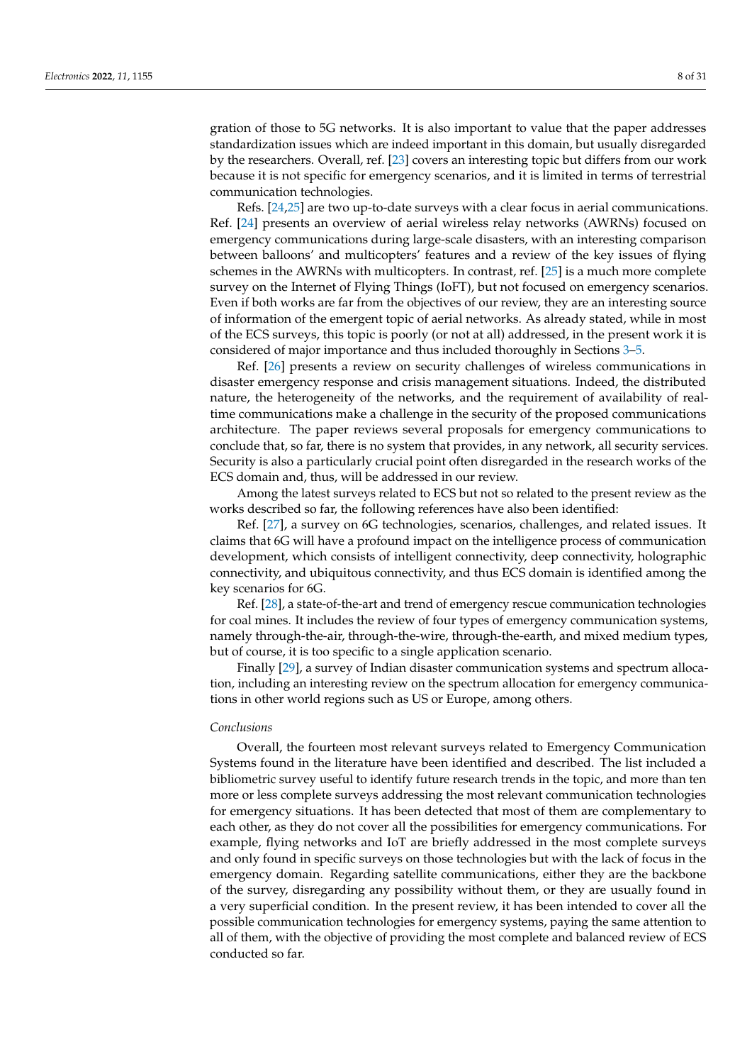gration of those to 5G networks. It is also important to value that the paper addresses standardization issues which are indeed important in this domain, but usually disregarded by the researchers. Overall, ref. [23] covers an interesting topic but differs from our work because it is not specific for emergency scenarios, and it is limited in terms of terrestrial communication technologies.

Refs. [24,25] are two up-to-date surveys with a clear focus in aerial communications. Ref. [24] presents an overview of aerial wireless relay networks (AWRNs) focused on emergency communications during large-scale disasters, with an interesting comparison between balloons' and multicopters' features and a review of the key issues of flying schemes in the AWRNs with multicopters. In contrast, ref. [25] is a much more complete survey on the Internet of Flying Things (IoFT), but not focused on emergency scenarios. Even if both works are far from the objectives of our review, they are an interesting source of information of the emergent topic of aerial networks. As already stated, while in most of the ECS surveys, this topic is poorly (or not at all) addressed, in the present work it is considered of major importance and thus included thoroughly in Sections 3–5.

Ref. [26] presents a review on security challenges of wireless communications in disaster emergency response and crisis management situations. Indeed, the distributed nature, the heterogeneity of the networks, and the requirement of availability of real-time communications make a challenge in the security of the proposed communications architecture. The paper reviews several proposals for emergency communications to conclude that, so far, there is no system that provides, in any network, all security services. Security is also a particularly crucial point often disregarded in the research works of the ECS domain and, thus, will be addressed in our review.

Among the latest surveys related to ECS but not so related to the present review as the works described so far, the following references have also been identified:

Ref. [27], a survey on 6G technologies, scenarios, challenges, and related issues. It claims that 6G will have a profound impact on the intelligence process of communication development, which consists of intelligent connectivity, deep connectivity, holographic connectivity, and ubiquitous connectivity, and thus ECS domain is identified among the key scenarios for 6G.

Ref. [28], a state-of-the-art and trend of emergency rescue communication technologies for coal mines. It includes the review of four types of emergency communication systems, namely through-the-air, through-the-wire, through-the-earth, and mixed medium types, but of course, it is too specific to a single application scenario.

Finally [29], a survey of Indian disaster communication systems and spectrum allocation, including an interesting review on the spectrum allocation for emergency communications in other world regions such as US or Europe, among others.

*Conclusions*

Overall, the fourteen most relevant surveys related to Emergency Communication Systems found in the literature have been identified and described. The list included a bibliometric survey useful to identify future research trends in the topic, and more than ten more or less complete surveys addressing the most relevant communication technologies for emergency situations. It has been detected that most of them are complementary to each other, as they do not cover all the possibilities for emergency communications. For example, flying networks and IoT are briefly addressed in the most complete surveys and only found in specific surveys on those technologies but with the lack of focus in the emergency domain. Regarding satellite communications, either they are the backbone of the survey, disregarding any possibility without them, or they are usually found in a very superficial condition. In the present review, it has been intended to cover all the possible communication technologies for emergency systems, paying the same attention to all of them, with the objective of providing the most complete and balanced review of ECS conducted so far.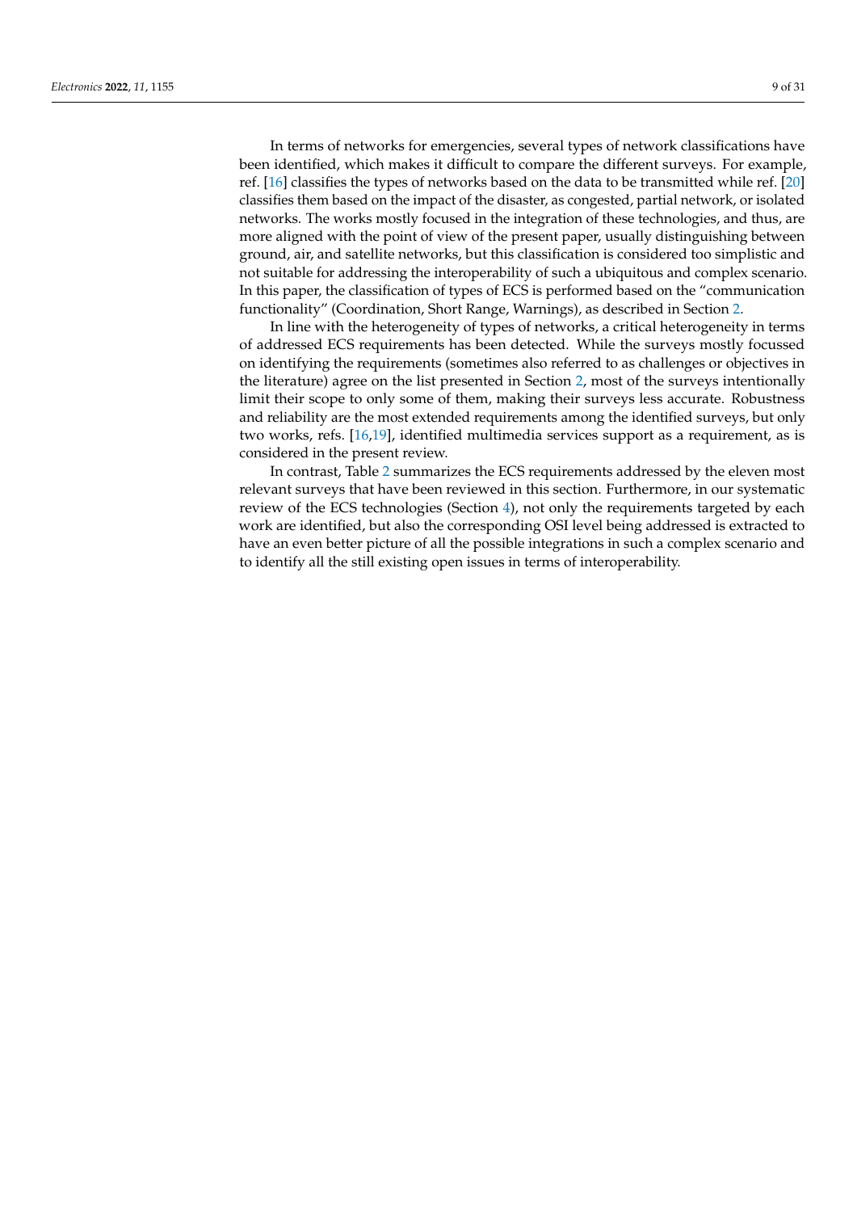In terms of networks for emergencies, several types of network classifications have been identified, which makes it difficult to compare the different surveys. For example, ref. [16] classifies the types of networks based on the data to be transmitted while ref. [20] classifies them based on the impact of the disaster, as congested, partial network, or isolated networks. The works mostly focused in the integration of these technologies, and thus, are more aligned with the point of view of the present paper, usually distinguishing between ground, air, and satellite networks, but this classification is considered too simplistic and not suitable for addressing the interoperability of such a ubiquitous and complex scenario. In this paper, the classification of types of ECS is performed based on the "communication functionality" (Coordination, Short Range, Warnings), as described in Section 2.

In line with the heterogeneity of types of networks, a critical heterogeneity in terms of addressed ECS requirements has been detected. While the surveys mostly focussed on identifying the requirements (sometimes also referred to as challenges or objectives in the literature) agree on the list presented in Section 2, most of the surveys intentionally limit their scope to only some of them, making their surveys less accurate. Robustness and reliability are the most extended requirements among the identified surveys, but only two works, refs. [16,19], identified multimedia services support as a requirement, as is considered in the present review.

In contrast, Table 2 summarizes the ECS requirements addressed by the eleven most relevant surveys that have been reviewed in this section. Furthermore, in our systematic review of the ECS technologies (Section 4), not only the requirements targeted by each work are identified, but also the corresponding OSI level being addressed is extracted to have an even better picture of all the possible integrations in such a complex scenario and to identify all the still existing open issues in terms of interoperability.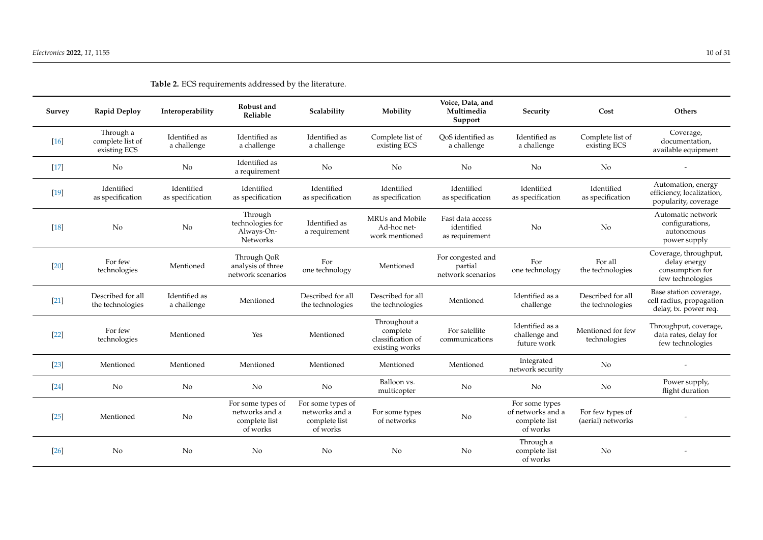**Table 2.** ECS requirements addressed by the literature.

| Survey | Rapid Deploy | Interoperability | Robust and Reliable | Scalability | Mobility | Voice, Data, and Multimedia Support | Security | Cost | Others |
|---|---|---|---|---|---|---|---|---|---|
| [16] | Through a complete list of existing ECS | Identified as a challenge | Identified as a challenge | Identified as a challenge | Complete list of existing ECS | QoS identified as a challenge | Identified as a challenge | Complete list of existing ECS | Coverage, documentation, available equipment |
| [17] | No | No | Identified as a requirement | No | No | No | No | No | - |
| [19] | Identified as specification | Identified as specification | Identified as specification | Identified as specification | Identified as specification | Identified as specification | Identified as specification | Identified as specification | Automation, energy efficiency, localization, popularity, coverage |
| [18] | No | No | Through technologies for Always-On-Networks | Identified as a requirement | MRUs and Mobile Ad-hoc network mentioned | Fast data access identified as requirement | No | No | Automatic network configurations, autonomous power supply |
| [20] | For few technologies | Mentioned | Through QoR analysis of three network scenarios | For one technology | Mentioned | For congested and partial network scenarios | For one technology | For all the technologies | Coverage, throughput, delay energy consumption for few technologies |
| [21] | Described for all the technologies | Identified as a challenge | Mentioned | Described for all the technologies | Described for all the technologies | Mentioned | Identified as a challenge | Described for all the technologies | Base station coverage, cell radius, propagation delay, tx. power req. |
| [22] | For few technologies | Mentioned | Yes | Mentioned | Throughout a complete classification of existing works | For satellite communications | Identified as a challenge and future work | Mentioned for few technologies | Throughput, coverage, data rates, delay for few technologies |
| [23] | Mentioned | Mentioned | Mentioned | Mentioned | Mentioned | Mentioned | Integrated network security | No | - |
| [24] | No | No | No | No | Balloon vs. multicopter | No | No | No | Power supply, flight duration |
| [25] | Mentioned | No | For some types of networks and a complete list of works | For some types of networks and a complete list of works | For some types of networks | No | For some types of networks and a complete list of works | For few types of (aerial) networks | - |
| [26] | No | No | No | No | No | No | Through a complete list of works | No | - |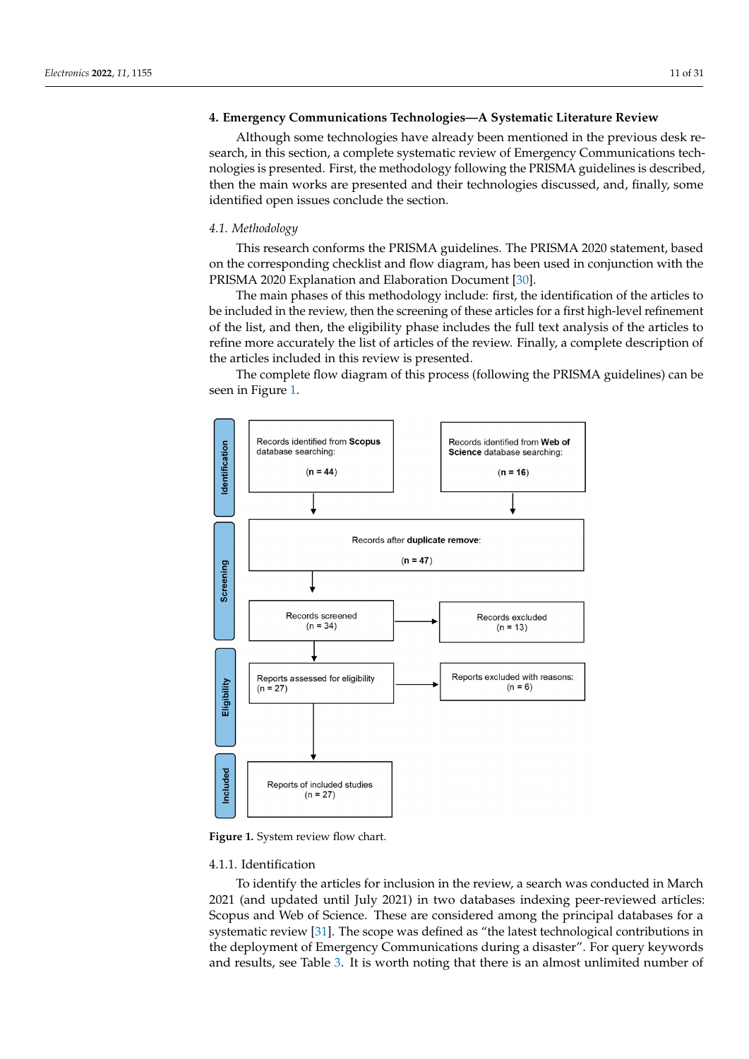## 4. Emergency Communications Technologies—A Systematic Literature Review

Although some technologies have already been mentioned in the previous desk research, in this section, a complete systematic review of Emergency Communications technologies is presented. First, the methodology following the PRISMA guidelines is described, then the main works are presented and their technologies discussed, and, finally, some identified open issues conclude the section.

### 4.1. Methodology

This research conforms the PRISMA guidelines. The PRISMA 2020 statement, based on the corresponding checklist and flow diagram, has been used in conjunction with the PRISMA 2020 Explanation and Elaboration Document [30].

The main phases of this methodology include: first, the identification of the articles to be included in the review, then the screening of these articles for a first high-level refinement of the list, and then, the eligibility phase includes the full text analysis of the articles to refine more accurately the list of articles of the review. Finally, a complete description of the articles included in this review is presented.

The complete flow diagram of this process (following the PRISMA guidelines) can be seen in Figure 1.

**Figure 1.** System review flow chart.

#### 4.1.1. Identification

To identify the articles for inclusion in the review, a search was conducted in March 2021 (and updated until July 2021) in two databases indexing peer-reviewed articles: Scopus and Web of Science. These are considered among the principal databases for a systematic review [31]. The scope was defined as "the latest technological contributions in the deployment of Emergency Communications during a disaster". For query keywords and results, see Table 3. It is worth noting that there is an almost unlimited number of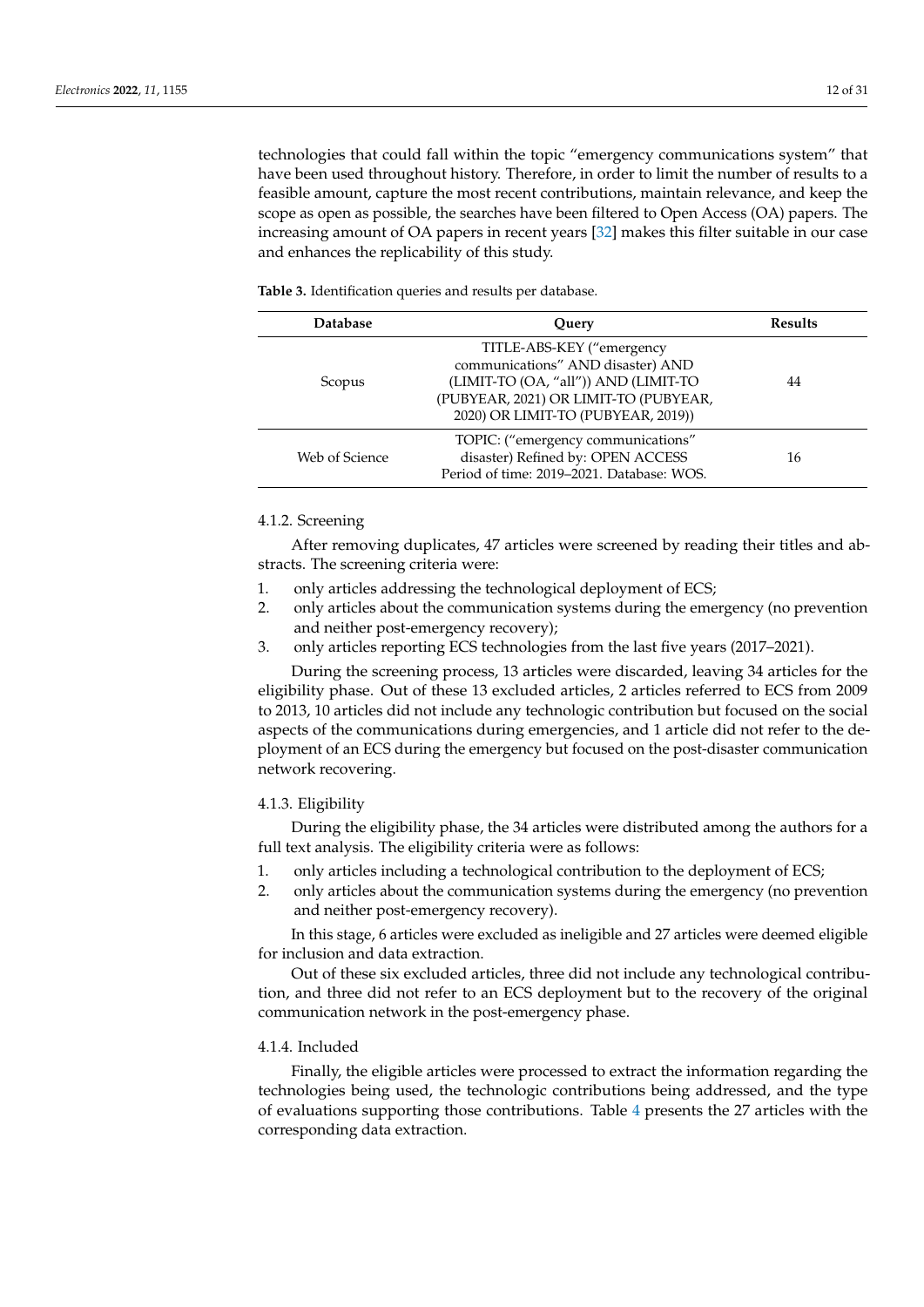technologies that could fall within the topic "emergency communications system" that have been used throughout history. Therefore, in order to limit the number of results to a feasible amount, capture the most recent contributions, maintain relevance, and keep the scope as open as possible, the searches have been filtered to Open Access (OA) papers. The increasing amount of OA papers in recent years [32] makes this filter suitable in our case and enhances the replicability of this study.

**Table 3.** Identification queries and results per database.

| Database | Query | Results |
|---|---|---|
| Scopus | TITLE-ABS-KEY ("emergency communications" AND disaster) AND (LIMIT-TO (OA, "all")) AND (LIMIT-TO (PUBYEAR, 2021) OR LIMIT-TO (PUBYEAR, 2020) OR LIMIT-TO (PUBYEAR, 2019)) | 44 |
| Web of Science | TOPIC: ("emergency communications" disaster) Refined by: OPEN ACCESS Period of time: 2019–2021. Database: WOS. | 16 |

#### 4.1.2. Screening

After removing duplicates, 47 articles were screened by reading their titles and abstracts. The screening criteria were:

1. only articles addressing the technological deployment of ECS;
2. only articles about the communication systems during the emergency (no prevention and neither post-emergency recovery);
3. only articles reporting ECS technologies from the last five years (2017–2021).

During the screening process, 13 articles were discarded, leaving 34 articles for the eligibility phase. Out of these 13 excluded articles, 2 articles referred to ECS from 2009 to 2013, 10 articles did not include any technologic contribution but focused on the social aspects of the communications during emergencies, and 1 article did not refer to the deployment of an ECS during the emergency but focused on the post-disaster communication network recovering.

#### 4.1.3. Eligibility

During the eligibility phase, the 34 articles were distributed among the authors for a full text analysis. The eligibility criteria were as follows:

1. only articles including a technological contribution to the deployment of ECS;
2. only articles about the communication systems during the emergency (no prevention and neither post-emergency recovery).

In this stage, 6 articles were excluded as ineligible and 27 articles were deemed eligible for inclusion and data extraction.

Out of these six excluded articles, three did not include any technological contribution, and three did not refer to an ECS deployment but to the recovery of the original communication network in the post-emergency phase.

#### 4.1.4. Included

Finally, the eligible articles were processed to extract the information regarding the technologies being used, the technologic contributions being addressed, and the type of evaluations supporting those contributions. Table 4 presents the 27 articles with the corresponding data extraction.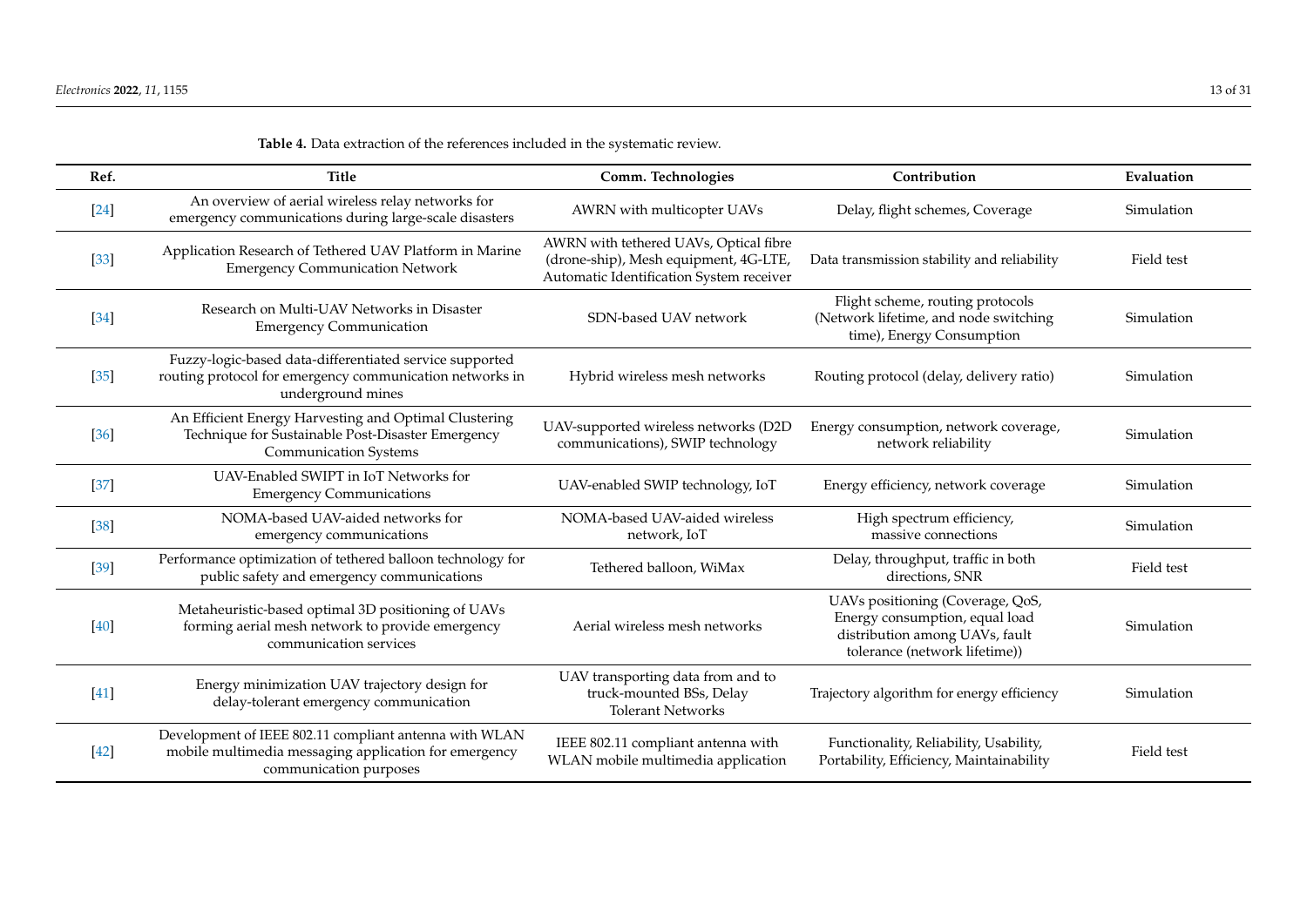**Table 4.** Data extraction of the references included in the systematic review.

| Ref. | Title | Comm. Technologies | Contribution | Evaluation |
|---|---|---|---|---|
| [24] | An overview of aerial wireless relay networks for emergency communications during large-scale disasters | AWRN with multicopter UAVs | Delay, flight schemes, Coverage | Simulation |
| [33] | Application Research of Tethered UAV Platform in Marine Emergency Communication Network | AWRN with tethered UAVs, Optical fibre (drone-ship), Mesh equipment, 4G-LTE, Automatic Identification System receiver | Data transmission stability and reliability | Field test |
| [34] | Research on Multi-UAV Networks in Disaster Emergency Communication | SDN-based UAV network | Flight scheme, routing protocols (Network lifetime, and node switching time), Energy Consumption | Simulation |
| [35] | Fuzzy-logic-based data-differentiated service supported routing protocol for emergency communication networks in underground mines | Hybrid wireless mesh networks | Routing protocol (delay, delivery ratio) | Simulation |
| [36] | An Efficient Energy Harvesting and Optimal Clustering Technique for Sustainable Post-Disaster Emergency Communication Systems | UAV-supported wireless networks (D2D communications), SWIP technology | Energy consumption, network coverage, network reliability | Simulation |
| [37] | UAV-Enabled SWIPT in IoT Networks for Emergency Communications | UAV-enabled SWIP technology, IoT | Energy efficiency, network coverage | Simulation |
| [38] | NOMA-based UAV-aided networks for emergency communications | NOMA-based UAV-aided wireless network, IoT | High spectrum efficiency, massive connections | Simulation |
| [39] | Performance optimization of tethered balloon technology for public safety and emergency communications | Tethered balloon, WiMax | Delay, throughput, traffic in both directions, SNR | Field test |
| [40] | Metaheuristic-based optimal 3D positioning of UAVs forming aerial mesh network to provide emergency communication services | Aerial wireless mesh networks | UAVs positioning (Coverage, QoS, Energy consumption, equal load distribution among UAVs, fault tolerance (network lifetime)) | Simulation |
| [41] | Energy minimization UAV trajectory design for delay-tolerant emergency communication | UAV transporting data from and to truck-mounted BSs, Delay Tolerant Networks | Trajectory algorithm for energy efficiency | Simulation |
| [42] | Development of IEEE 802.11 compliant antenna with WLAN mobile multimedia messaging application for emergency communication purposes | IEEE 802.11 compliant antenna with WLAN mobile multimedia application | Functionality, Reliability, Usability, Portability, Efficiency, Maintainability | Field test |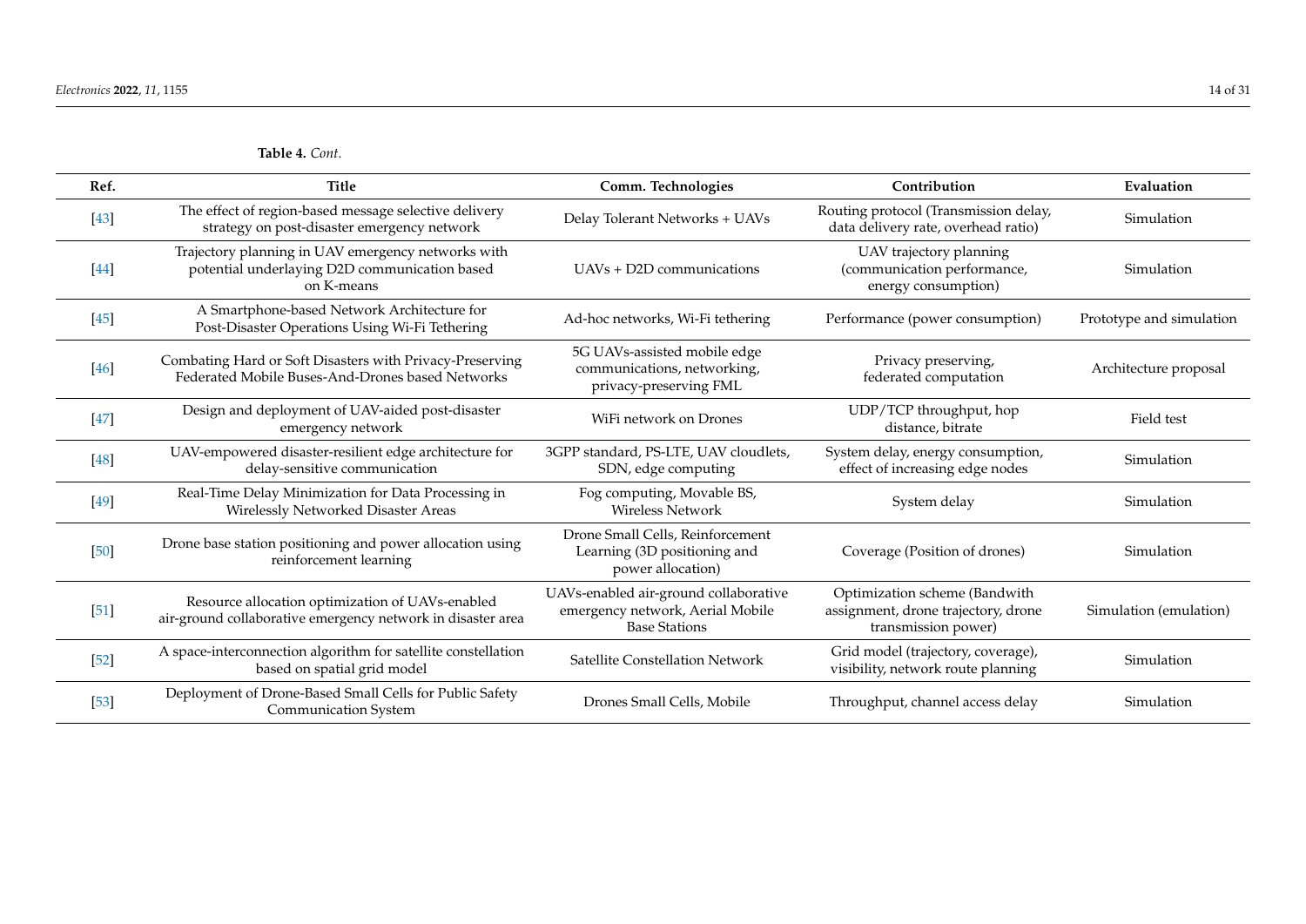**Table 4.** *Cont.*

| Ref. | Title | Comm. Technologies | Contribution | Evaluation |
| --- | --- | --- | --- | --- |
| [43] | The effect of region-based message selective delivery strategy on post-disaster emergency network | Delay Tolerant Networks + UAVs | Routing protocol (Transmission delay, data delivery rate, overhead ratio) | Simulation |
| [44] | Trajectory planning in UAV emergency networks with potential underlaying D2D communication based on K-means | UAVs + D2D communications | UAV trajectory planning (communication performance, energy consumption) | Simulation |
| [45] | A Smartphone-based Network Architecture for Post-Disaster Operations Using Wi-Fi Tethering | Ad-hoc networks, Wi-Fi tethering | Performance (power consumption) | Prototype and simulation |
| [46] | Combating Hard or Soft Disasters with Privacy-Preserving Federated Mobile Buses-And-Drones based Networks | 5G UAVs-assisted mobile edge communications, networking, privacy-preserving FML | Privacy preserving, federated computation | Architecture proposal |
| [47] | Design and deployment of UAV-aided post-disaster emergency network | WiFi network on Drones | UDP/TCP throughput, hop distance, bitrate | Field test |
| [48] | UAV-empowered disaster-resilient edge architecture for delay-sensitive communication | 3GPP standard, PS-LTE, UAV cloudlets, SDN, edge computing | System delay, energy consumption, effect of increasing edge nodes | Simulation |
| [49] | Real-Time Delay Minimization for Data Processing in Wirelessly Networked Disaster Areas | Fog computing, Movable BS, Wireless Network | System delay | Simulation |
| [50] | Drone base station positioning and power allocation using reinforcement learning | Drone Small Cells, Reinforcement Learning (3D positioning and power allocation) | Coverage (Position of drones) | Simulation |
| [51] | Resource allocation optimization of UAVs-enabled air-ground collaborative emergency network in disaster area | UAVs-enabled air-ground collaborative emergency network, Aerial Mobile Base Stations | Optimization scheme (Bandwith assignment, drone trajectory, drone transmission power) | Simulation (emulation) |
| [52] | A space-interconnection algorithm for satellite constellation based on spatial grid model | Satellite Constellation Network | Grid model (trajectory, coverage), visibility, network route planning | Simulation |
| [53] | Deployment of Drone-Based Small Cells for Public Safety Communication System | Drones Small Cells, Mobile | Throughput, channel access delay | Simulation |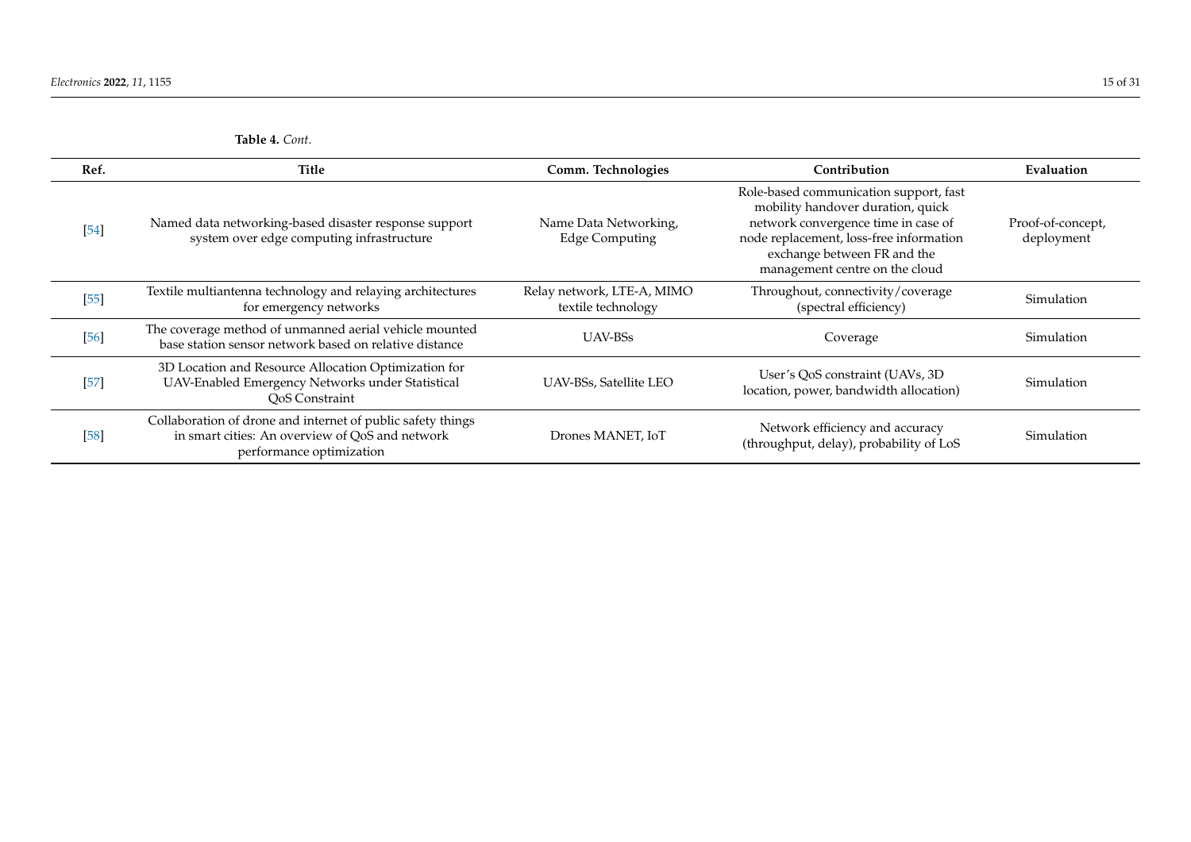**Table 4.** *Cont.*

| Ref. | Title | Comm. Technologies | Contribution | Evaluation |
| --- | --- | --- | --- | --- |
| [54] | Named data networking-based disaster response support system over edge computing infrastructure | Name Data Networking, Edge Computing | Role-based communication support, fast mobility handover duration, quick network convergence time in case of node replacement, loss-free information exchange between FR and the management centre on the cloud | Proof-of-concept, deployment |
| [55] | Textile multiantenna technology and relaying architectures for emergency networks | Relay network, LTE-A, MIMO textile technology | Throughout, connectivity/coverage (spectral efficiency) | Simulation |
| [56] | The coverage method of unmanned aerial vehicle mounted base station sensor network based on relative distance | UAV-BSs | Coverage | Simulation |
| [57] | 3D Location and Resource Allocation Optimization for UAV-Enabled Emergency Networks under Statistical QoS Constraint | UAV-BSs, Satellite LEO | User's QoS constraint (UAVs, 3D location, power, bandwidth allocation) | Simulation |
| [58] | Collaboration of drone and internet of public safety things in smart cities: An overview of QoS and network performance optimization | Drones MANET, IoT | Network efficiency and accuracy (throughput, delay), probability of LoS | Simulation |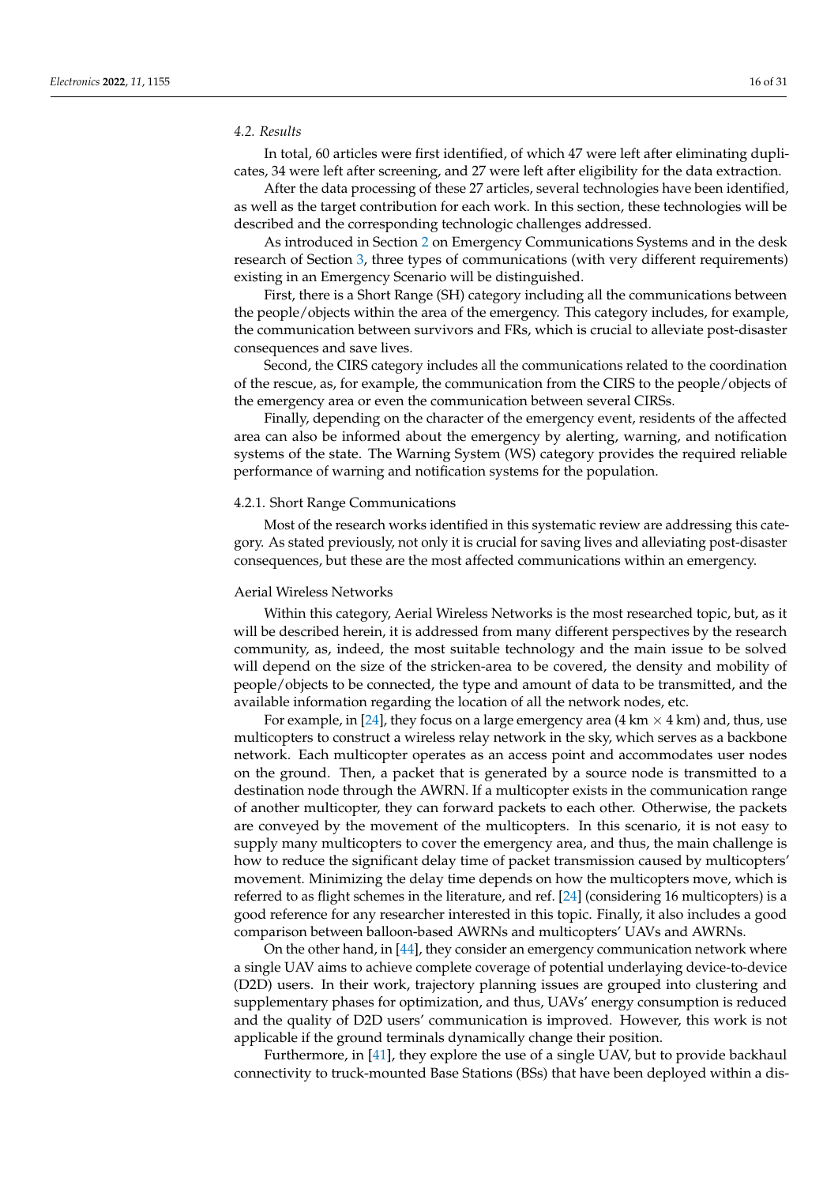### 4.2. Results

In total, 60 articles were first identified, of which 47 were left after eliminating duplicates, 34 were left after screening, and 27 were left after eligibility for the data extraction.

After the data processing of these 27 articles, several technologies have been identified, as well as the target contribution for each work. In this section, these technologies will be described and the corresponding technologic challenges addressed.

As introduced in Section 2 on Emergency Communications Systems and in the desk research of Section 3, three types of communications (with very different requirements) existing in an Emergency Scenario will be distinguished.

First, there is a Short Range (SH) category including all the communications between the people/objects within the area of the emergency. This category includes, for example, the communication between survivors and FRs, which is crucial to alleviate post-disaster consequences and save lives.

Second, the CIRS category includes all the communications related to the coordination of the rescue, as, for example, the communication from the CIRS to the people/objects of the emergency area or even the communication between several CIRSs.

Finally, depending on the character of the emergency event, residents of the affected area can also be informed about the emergency by alerting, warning, and notification systems of the state. The Warning System (WS) category provides the required reliable performance of warning and notification systems for the population.

#### 4.2.1. Short Range Communications

Most of the research works identified in this systematic review are addressing this category. As stated previously, not only it is crucial for saving lives and alleviating post-disaster consequences, but these are the most affected communications within an emergency.

##### Aerial Wireless Networks

Within this category, Aerial Wireless Networks is the most researched topic, but, as it will be described herein, it is addressed from many different perspectives by the research community, as, indeed, the most suitable technology and the main issue to be solved will depend on the size of the stricken-area to be covered, the density and mobility of people/objects to be connected, the type and amount of data to be transmitted, and the available information regarding the location of all the network nodes, etc.

For example, in [24], they focus on a large emergency area (4 km $\times$ 4 km) and, thus, use multicopters to construct a wireless relay network in the sky, which serves as a backbone network. Each multicopter operates as an access point and accommodates user nodes on the ground. Then, a packet that is generated by a source node is transmitted to a destination node through the AWRN. If a multicopter exists in the communication range of another multicopter, they can forward packets to each other. Otherwise, the packets are conveyed by the movement of the multicopters. In this scenario, it is not easy to supply many multicopters to cover the emergency area, and thus, the main challenge is how to reduce the significant delay time of packet transmission caused by multicopters' movement. Minimizing the delay time depends on how the multicopters move, which is referred to as flight schemes in the literature, and ref. [24] (considering 16 multicopters) is a good reference for any researcher interested in this topic. Finally, it also includes a good comparison between balloon-based AWRNs and multicopters' UAVs and AWRNs.

On the other hand, in [44], they consider an emergency communication network where a single UAV aims to achieve complete coverage of potential underlaying device-to-device (D2D) users. In their work, trajectory planning issues are grouped into clustering and supplementary phases for optimization, and thus, UAVs' energy consumption is reduced and the quality of D2D users' communication is improved. However, this work is not applicable if the ground terminals dynamically change their position.

Furthermore, in [41], they explore the use of a single UAV, but to provide backhaul connectivity to truck-mounted Base Stations (BSs) that have been deployed within a dis-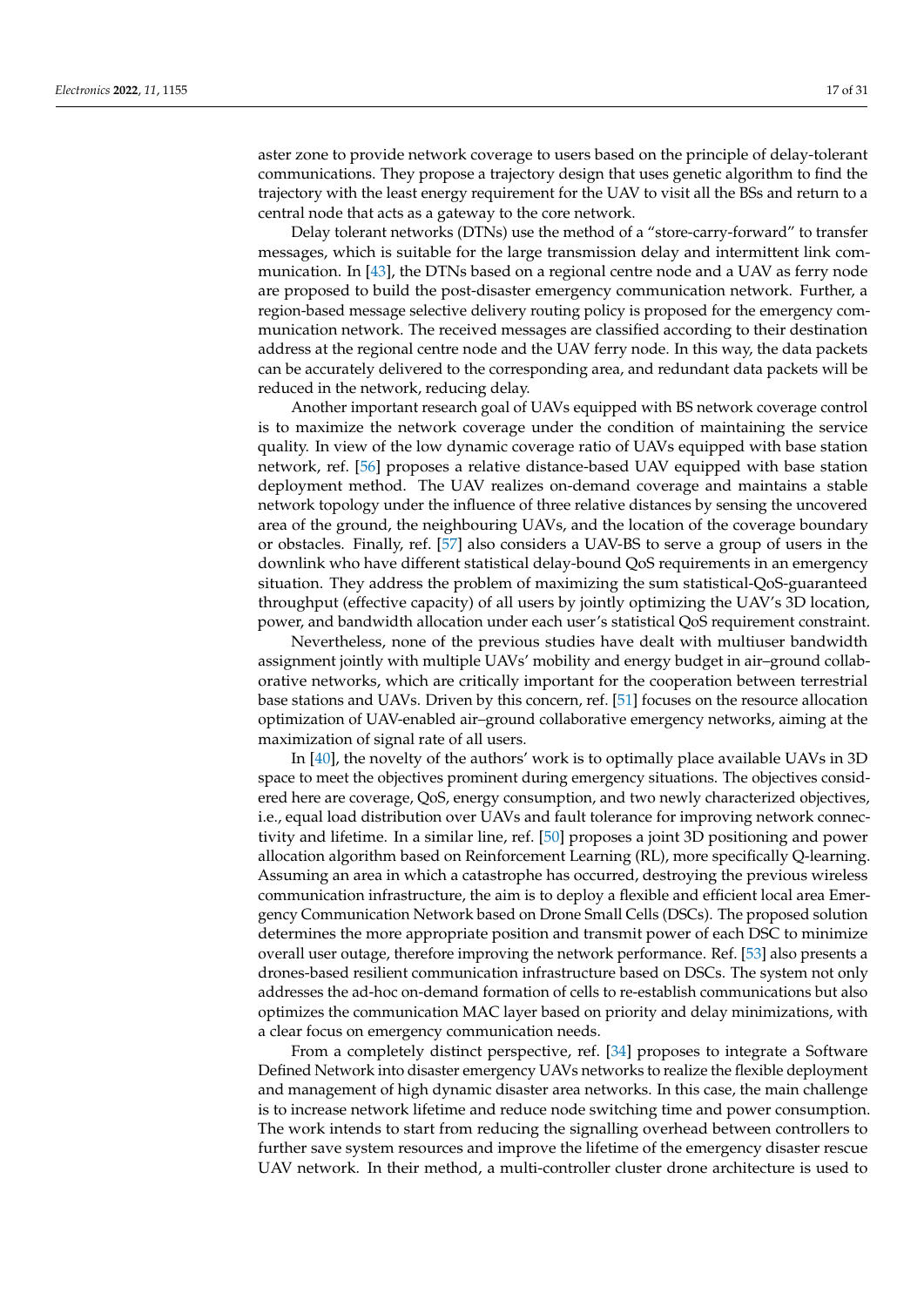aster zone to provide network coverage to users based on the principle of delay-tolerant communications. They propose a trajectory design that uses genetic algorithm to find the trajectory with the least energy requirement for the UAV to visit all the BSs and return to a central node that acts as a gateway to the core network.

Delay tolerant networks (DTNs) use the method of a "store-carry-forward" to transfer messages, which is suitable for the large transmission delay and intermittent link communication. In [43], the DTNs based on a regional centre node and a UAV as ferry node are proposed to build the post-disaster emergency communication network. Further, a region-based message selective delivery routing policy is proposed for the emergency communication network. The received messages are classified according to their destination address at the regional centre node and the UAV ferry node. In this way, the data packets can be accurately delivered to the corresponding area, and redundant data packets will be reduced in the network, reducing delay.

Another important research goal of UAVs equipped with BS network coverage control is to maximize the network coverage under the condition of maintaining the service quality. In view of the low dynamic coverage ratio of UAVs equipped with base station network, ref. [56] proposes a relative distance-based UAV equipped with base station deployment method. The UAV realizes on-demand coverage and maintains a stable network topology under the influence of three relative distances by sensing the uncovered area of the ground, the neighbouring UAVs, and the location of the coverage boundary or obstacles. Finally, ref. [57] also considers a UAV-BS to serve a group of users in the downlink who have different statistical delay-bound QoS requirements in an emergency situation. They address the problem of maximizing the sum statistical-QoS-guaranteed throughput (effective capacity) of all users by jointly optimizing the UAV's 3D location, power, and bandwidth allocation under each user's statistical QoS requirement constraint.

Nevertheless, none of the previous studies have dealt with multiuser bandwidth assignment jointly with multiple UAVs' mobility and energy budget in air–ground collaborative networks, which are critically important for the cooperation between terrestrial base stations and UAVs. Driven by this concern, ref. [51] focuses on the resource allocation optimization of UAV-enabled air–ground collaborative emergency networks, aiming at the maximization of signal rate of all users.

In [40], the novelty of the authors' work is to optimally place available UAVs in 3D space to meet the objectives prominent during emergency situations. The objectives considered here are coverage, QoS, energy consumption, and two newly characterized objectives, i.e., equal load distribution over UAVs and fault tolerance for improving network connectivity and lifetime. In a similar line, ref. [50] proposes a joint 3D positioning and power allocation algorithm based on Reinforcement Learning (RL), more specifically Q-learning. Assuming an area in which a catastrophe has occurred, destroying the previous wireless communication infrastructure, the aim is to deploy a flexible and efficient local area Emergency Communication Network based on Drone Small Cells (DSCs). The proposed solution determines the more appropriate position and transmit power of each DSC to minimize overall user outage, therefore improving the network performance. Ref. [53] also presents a drones-based resilient communication infrastructure based on DSCs. The system not only addresses the ad-hoc on-demand formation of cells to re-establish communications but also optimizes the communication MAC layer based on priority and delay minimizations, with a clear focus on emergency communication needs.

From a completely distinct perspective, ref. [34] proposes to integrate a Software Defined Network into disaster emergency UAVs networks to realize the flexible deployment and management of high dynamic disaster area networks. In this case, the main challenge is to increase network lifetime and reduce node switching time and power consumption. The work intends to start from reducing the signalling overhead between controllers to further save system resources and improve the lifetime of the emergency disaster rescue UAV network. In their method, a multi-controller cluster drone architecture is used to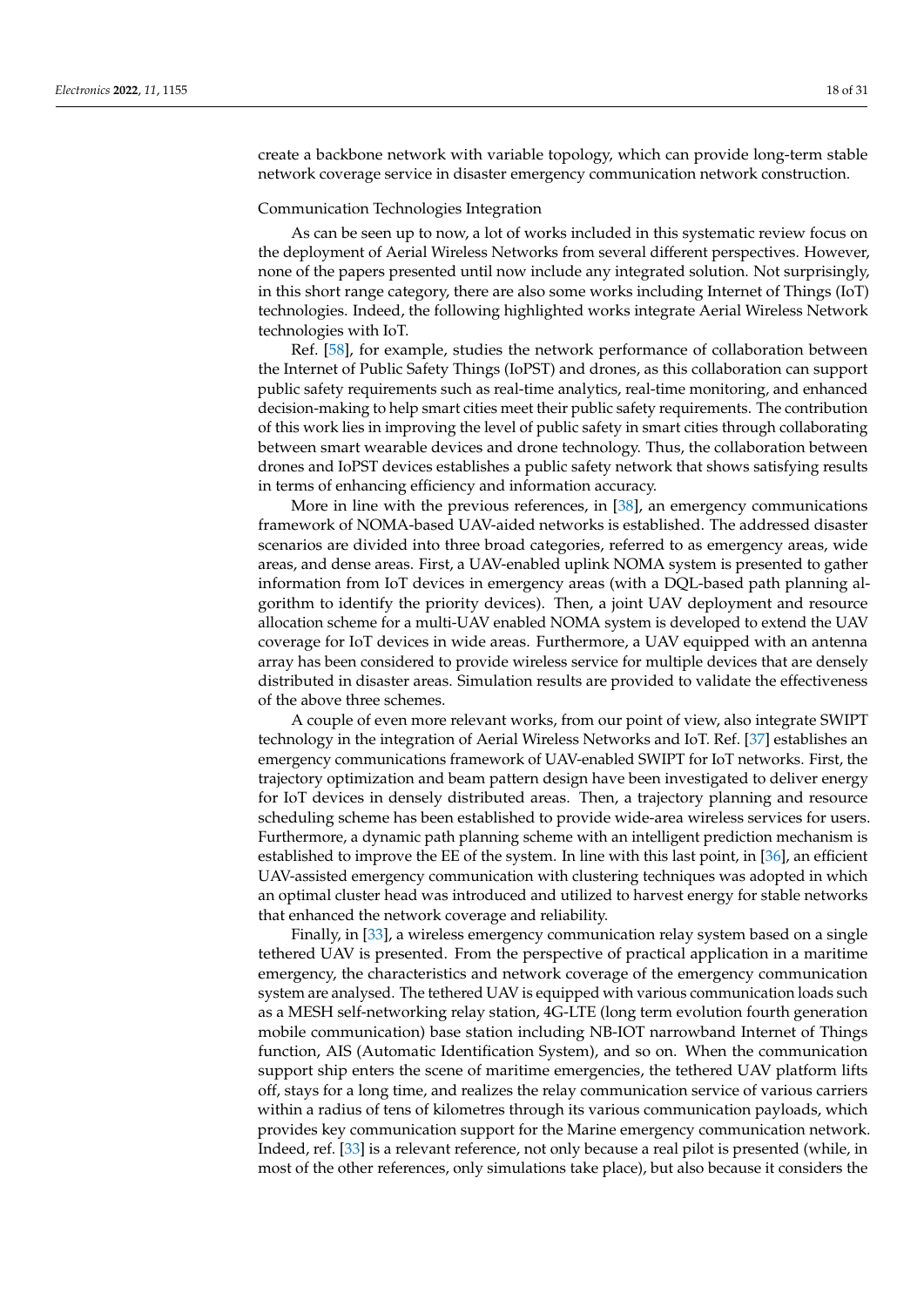create a backbone network with variable topology, which can provide long-term stable network coverage service in disaster emergency communication network construction.

Communication Technologies Integration

As can be seen up to now, a lot of works included in this systematic review focus on the deployment of Aerial Wireless Networks from several different perspectives. However, none of the papers presented until now include any integrated solution. Not surprisingly, in this short range category, there are also some works including Internet of Things (IoT) technologies. Indeed, the following highlighted works integrate Aerial Wireless Network technologies with IoT.

Ref. [58], for example, studies the network performance of collaboration between the Internet of Public Safety Things (IoPST) and drones, as this collaboration can support public safety requirements such as real-time analytics, real-time monitoring, and enhanced decision-making to help smart cities meet their public safety requirements. The contribution of this work lies in improving the level of public safety in smart cities through collaborating between smart wearable devices and drone technology. Thus, the collaboration between drones and IoPST devices establishes a public safety network that shows satisfying results in terms of enhancing efficiency and information accuracy.

More in line with the previous references, in [38], an emergency communications framework of NOMA-based UAV-aided networks is established. The addressed disaster scenarios are divided into three broad categories, referred to as emergency areas, wide areas, and dense areas. First, a UAV-enabled uplink NOMA system is presented to gather information from IoT devices in emergency areas (with a DQL-based path planning algorithm to identify the priority devices). Then, a joint UAV deployment and resource allocation scheme for a multi-UAV enabled NOMA system is developed to extend the UAV coverage for IoT devices in wide areas. Furthermore, a UAV equipped with an antenna array has been considered to provide wireless service for multiple devices that are densely distributed in disaster areas. Simulation results are provided to validate the effectiveness of the above three schemes.

A couple of even more relevant works, from our point of view, also integrate SWIPT technology in the integration of Aerial Wireless Networks and IoT. Ref. [37] establishes an emergency communications framework of UAV-enabled SWIPT for IoT networks. First, the trajectory optimization and beam pattern design have been investigated to deliver energy for IoT devices in densely distributed areas. Then, a trajectory planning and resource scheduling scheme has been established to provide wide-area wireless services for users. Furthermore, a dynamic path planning scheme with an intelligent prediction mechanism is established to improve the EE of the system. In line with this last point, in [36], an efficient UAV-assisted emergency communication with clustering techniques was adopted in which an optimal cluster head was introduced and utilized to harvest energy for stable networks that enhanced the network coverage and reliability.

Finally, in [33], a wireless emergency communication relay system based on a single tethered UAV is presented. From the perspective of practical application in a maritime emergency, the characteristics and network coverage of the emergency communication system are analysed. The tethered UAV is equipped with various communication loads such as a MESH self-networking relay station, 4G-LTE (long term evolution fourth generation mobile communication) base station including NB-IOT narrowband Internet of Things function, AIS (Automatic Identification System), and so on. When the communication support ship enters the scene of maritime emergencies, the tethered UAV platform lifts off, stays for a long time, and realizes the relay communication service of various carriers within a radius of tens of kilometres through its various communication payloads, which provides key communication support for the Marine emergency communication network. Indeed, ref. [33] is a relevant reference, not only because a real pilot is presented (while, in most of the other references, only simulations take place), but also because it considers the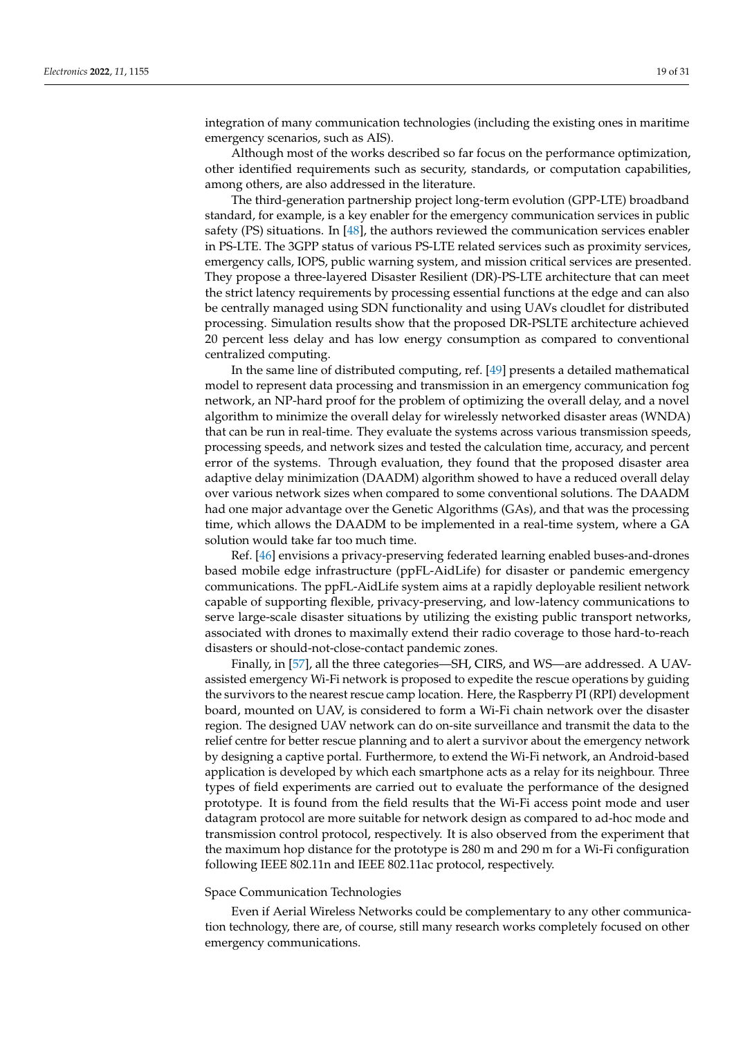integration of many communication technologies (including the existing ones in maritime emergency scenarios, such as AIS).

Although most of the works described so far focus on the performance optimization, other identified requirements such as security, standards, or computation capabilities, among others, are also addressed in the literature.

The third-generation partnership project long-term evolution (GPP-LTE) broadband standard, for example, is a key enabler for the emergency communication services in public safety (PS) situations. In [48], the authors reviewed the communication services enabler in PS-LTE. The 3GPP status of various PS-LTE related services such as proximity services, emergency calls, IOPS, public warning system, and mission critical services are presented. They propose a three-layered Disaster Resilient (DR)-PS-LTE architecture that can meet the strict latency requirements by processing essential functions at the edge and can also be centrally managed using SDN functionality and using UAVs cloudlet for distributed processing. Simulation results show that the proposed DR-PSLTE architecture achieved 20 percent less delay and has low energy consumption as compared to conventional centralized computing.

In the same line of distributed computing, ref. [49] presents a detailed mathematical model to represent data processing and transmission in an emergency communication fog network, an NP-hard proof for the problem of optimizing the overall delay, and a novel algorithm to minimize the overall delay for wirelessly networked disaster areas (WNDA) that can be run in real-time. They evaluate the systems across various transmission speeds, processing speeds, and network sizes and tested the calculation time, accuracy, and percent error of the systems. Through evaluation, they found that the proposed disaster area adaptive delay minimization (DAADM) algorithm showed to have a reduced overall delay over various network sizes when compared to some conventional solutions. The DAADM had one major advantage over the Genetic Algorithms (GAs), and that was the processing time, which allows the DAADM to be implemented in a real-time system, where a GA solution would take far too much time.

Ref. [46] envisions a privacy-preserving federated learning enabled buses-and-drones based mobile edge infrastructure (ppFL-AidLife) for disaster or pandemic emergency communications. The ppFL-AidLife system aims at a rapidly deployable resilient network capable of supporting flexible, privacy-preserving, and low-latency communications to serve large-scale disaster situations by utilizing the existing public transport networks, associated with drones to maximally extend their radio coverage to those hard-to-reach disasters or should-not-close-contact pandemic zones.

Finally, in [57], all the three categories—SH, CIRS, and WS—are addressed. A UAV-assisted emergency Wi-Fi network is proposed to expedite the rescue operations by guiding the survivors to the nearest rescue camp location. Here, the Raspberry PI (RPI) development board, mounted on UAV, is considered to form a Wi-Fi chain network over the disaster region. The designed UAV network can do on-site surveillance and transmit the data to the relief centre for better rescue planning and to alert a survivor about the emergency network by designing a captive portal. Furthermore, to extend the Wi-Fi network, an Android-based application is developed by which each smartphone acts as a relay for its neighbour. Three types of field experiments are carried out to evaluate the performance of the designed prototype. It is found from the field results that the Wi-Fi access point mode and user datagram protocol are more suitable for network design as compared to ad-hoc mode and transmission control protocol, respectively. It is also observed from the experiment that the maximum hop distance for the prototype is 280 m and 290 m for a Wi-Fi configuration following IEEE 802.11n and IEEE 802.11ac protocol, respectively.

#### Space Communication Technologies

Even if Aerial Wireless Networks could be complementary to any other communication technology, there are, of course, still many research works completely focused on other emergency communications.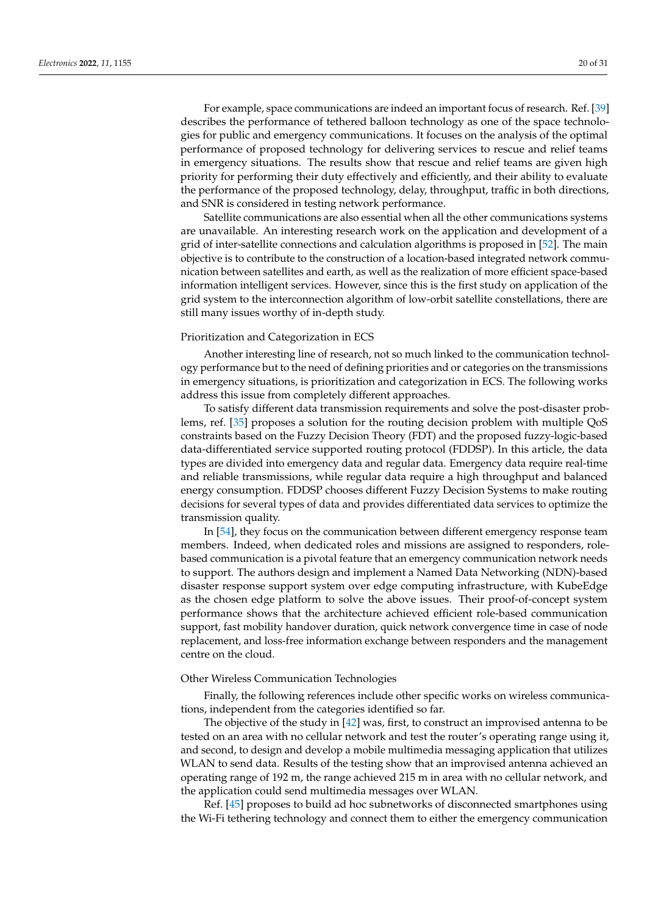For example, space communications are indeed an important focus of research. Ref. [39] describes the performance of tethered balloon technology as one of the space technologies for public and emergency communications. It focuses on the analysis of the optimal performance of proposed technology for delivering services to rescue and relief teams in emergency situations. The results show that rescue and relief teams are given high priority for performing their duty effectively and efficiently, and their ability to evaluate the performance of the proposed technology, delay, throughput, traffic in both directions, and SNR is considered in testing network performance.

Satellite communications are also essential when all the other communications systems are unavailable. An interesting research work on the application and development of a grid of inter-satellite connections and calculation algorithms is proposed in [52]. The main objective is to contribute to the construction of a location-based integrated network communication between satellites and earth, as well as the realization of more efficient space-based information intelligent services. However, since this is the first study on application of the grid system to the interconnection algorithm of low-orbit satellite constellations, there are still many issues worthy of in-depth study.

Prioritization and Categorization in ECS

Another interesting line of research, not so much linked to the communication technology performance but to the need of defining priorities and or categories on the transmissions in emergency situations, is prioritization and categorization in ECS. The following works address this issue from completely different approaches.

To satisfy different data transmission requirements and solve the post-disaster problems, ref. [35] proposes a solution for the routing decision problem with multiple QoS constraints based on the Fuzzy Decision Theory (FDT) and the proposed fuzzy-logic-based data-differentiated service supported routing protocol (FDDSP). In this article, the data types are divided into emergency data and regular data. Emergency data require real-time and reliable transmissions, while regular data require a high throughput and balanced energy consumption. FDDSP chooses different Fuzzy Decision Systems to make routing decisions for several types of data and provides differentiated data services to optimize the transmission quality.

In [54], they focus on the communication between different emergency response team members. Indeed, when dedicated roles and missions are assigned to responders, role-based communication is a pivotal feature that an emergency communication network needs to support. The authors design and implement a Named Data Networking (NDN)-based disaster response support system over edge computing infrastructure, with KubeEdge as the chosen edge platform to solve the above issues. Their proof-of-concept system performance shows that the architecture achieved efficient role-based communication support, fast mobility handover duration, quick network convergence time in case of node replacement, and loss-free information exchange between responders and the management centre on the cloud.

Other Wireless Communication Technologies

Finally, the following references include other specific works on wireless communications, independent from the categories identified so far.

The objective of the study in [42] was, first, to construct an improvised antenna to be tested on an area with no cellular network and test the router's operating range using it, and second, to design and develop a mobile multimedia messaging application that utilizes WLAN to send data. Results of the testing show that an improvised antenna achieved an operating range of 192 m, the range achieved 215 m in area with no cellular network, and the application could send multimedia messages over WLAN.

Ref. [45] proposes to build ad hoc subnetworks of disconnected smartphones using the Wi-Fi tethering technology and connect them to either the emergency communication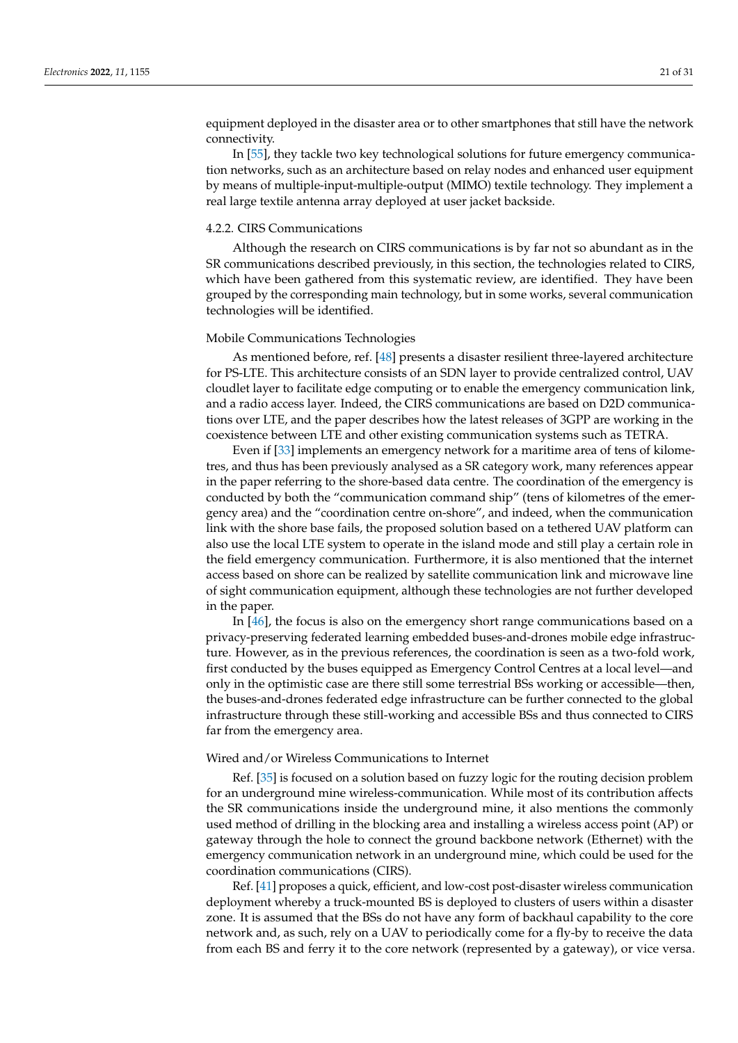equipment deployed in the disaster area or to other smartphones that still have the network connectivity.

In [55], they tackle two key technological solutions for future emergency communication networks, such as an architecture based on relay nodes and enhanced user equipment by means of multiple-input-multiple-output (MIMO) textile technology. They implement a real large textile antenna array deployed at user jacket backside.

#### 4.2.2. CIRS Communications

Although the research on CIRS communications is by far not so abundant as in the SR communications described previously, in this section, the technologies related to CIRS, which have been gathered from this systematic review, are identified. They have been grouped by the corresponding main technology, but in some works, several communication technologies will be identified.

##### Mobile Communications Technologies

As mentioned before, ref. [48] presents a disaster resilient three-layered architecture for PS-LTE. This architecture consists of an SDN layer to provide centralized control, UAV cloudlet layer to facilitate edge computing or to enable the emergency communication link, and a radio access layer. Indeed, the CIRS communications are based on D2D communications over LTE, and the paper describes how the latest releases of 3GPP are working in the coexistence between LTE and other existing communication systems such as TETRA.

Even if [33] implements an emergency network for a maritime area of tens of kilometres, and thus has been previously analysed as a SR category work, many references appear in the paper referring to the shore-based data centre. The coordination of the emergency is conducted by both the "communication command ship" (tens of kilometres of the emergency area) and the "coordination centre on-shore", and indeed, when the communication link with the shore base fails, the proposed solution based on a tethered UAV platform can also use the local LTE system to operate in the island mode and still play a certain role in the field emergency communication. Furthermore, it is also mentioned that the internet access based on shore can be realized by satellite communication link and microwave line of sight communication equipment, although these technologies are not further developed in the paper.

In [46], the focus is also on the emergency short range communications based on a privacy-preserving federated learning embedded buses-and-drones mobile edge infrastructure. However, as in the previous references, the coordination is seen as a two-fold work, first conducted by the buses equipped as Emergency Control Centres at a local level—and only in the optimistic case are there still some terrestrial BSs working or accessible—then, the buses-and-drones federated edge infrastructure can be further connected to the global infrastructure through these still-working and accessible BSs and thus connected to CIRS far from the emergency area.

##### Wired and/or Wireless Communications to Internet

Ref. [35] is focused on a solution based on fuzzy logic for the routing decision problem for an underground mine wireless-communication. While most of its contribution affects the SR communications inside the underground mine, it also mentions the commonly used method of drilling in the blocking area and installing a wireless access point (AP) or gateway through the hole to connect the ground backbone network (Ethernet) with the emergency communication network in an underground mine, which could be used for the coordination communications (CIRS).

Ref. [41] proposes a quick, efficient, and low-cost post-disaster wireless communication deployment whereby a truck-mounted BS is deployed to clusters of users within a disaster zone. It is assumed that the BSs do not have any form of backhaul capability to the core network and, as such, rely on a UAV to periodically come for a fly-by to receive the data from each BS and ferry it to the core network (represented by a gateway), or vice versa.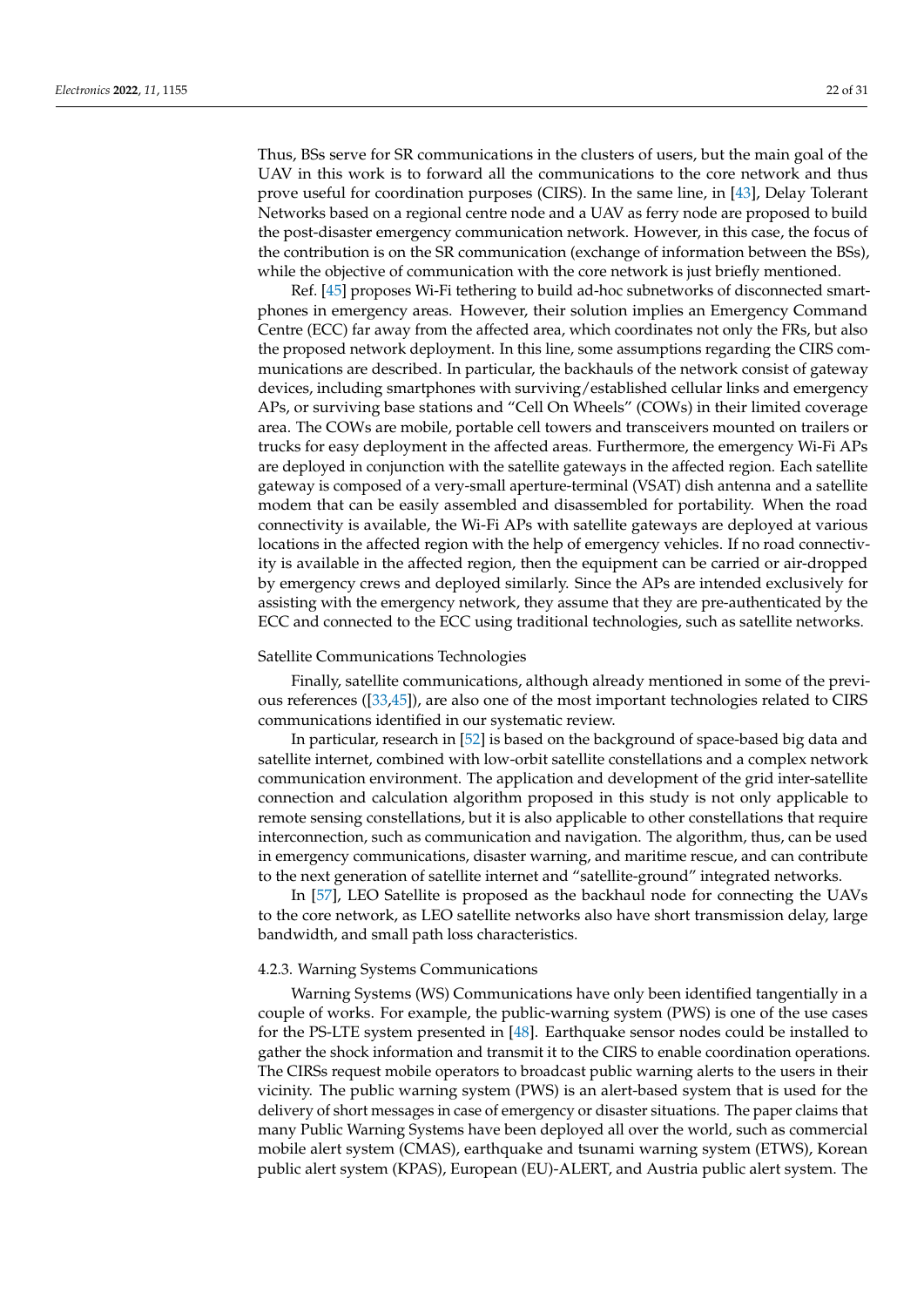Thus, BSs serve for SR communications in the clusters of users, but the main goal of the UAV in this work is to forward all the communications to the core network and thus prove useful for coordination purposes (CIRS). In the same line, in [43], Delay Tolerant Networks based on a regional centre node and a UAV as ferry node are proposed to build the post-disaster emergency communication network. However, in this case, the focus of the contribution is on the SR communication (exchange of information between the BSs), while the objective of communication with the core network is just briefly mentioned.

Ref. [45] proposes Wi-Fi tethering to build ad-hoc subnetworks of disconnected smartphones in emergency areas. However, their solution implies an Emergency Command Centre (ECC) far away from the affected area, which coordinates not only the FRs, but also the proposed network deployment. In this line, some assumptions regarding the CIRS communications are described. In particular, the backhauls of the network consist of gateway devices, including smartphones with surviving/established cellular links and emergency APs, or surviving base stations and "Cell On Wheels" (COWs) in their limited coverage area. The COWs are mobile, portable cell towers and transceivers mounted on trailers or trucks for easy deployment in the affected areas. Furthermore, the emergency Wi-Fi APs are deployed in conjunction with the satellite gateways in the affected region. Each satellite gateway is composed of a very-small aperture-terminal (VSAT) dish antenna and a satellite modem that can be easily assembled and disassembled for portability. When the road connectivity is available, the Wi-Fi APs with satellite gateways are deployed at various locations in the affected region with the help of emergency vehicles. If no road connectivity is available in the affected region, then the equipment can be carried or air-dropped by emergency crews and deployed similarly. Since the APs are intended exclusively for assisting with the emergency network, they assume that they are pre-authenticated by the ECC and connected to the ECC using traditional technologies, such as satellite networks.

Satellite Communications Technologies

Finally, satellite communications, although already mentioned in some of the previous references ([33,45]), are also one of the most important technologies related to CIRS communications identified in our systematic review.

In particular, research in [52] is based on the background of space-based big data and satellite internet, combined with low-orbit satellite constellations and a complex network communication environment. The application and development of the grid inter-satellite connection and calculation algorithm proposed in this study is not only applicable to remote sensing constellations, but it is also applicable to other constellations that require interconnection, such as communication and navigation. The algorithm, thus, can be used in emergency communications, disaster warning, and maritime rescue, and can contribute to the next generation of satellite internet and "satellite-ground" integrated networks.

In [57], LEO Satellite is proposed as the backhaul node for connecting the UAVs to the core network, as LEO satellite networks also have short transmission delay, large bandwidth, and small path loss characteristics.

#### 4.2.3. Warning Systems Communications

Warning Systems (WS) Communications have only been identified tangentially in a couple of works. For example, the public-warning system (PWS) is one of the use cases for the PS-LTE system presented in [48]. Earthquake sensor nodes could be installed to gather the shock information and transmit it to the CIRS to enable coordination operations. The CIRSs request mobile operators to broadcast public warning alerts to the users in their vicinity. The public warning system (PWS) is an alert-based system that is used for the delivery of short messages in case of emergency or disaster situations. The paper claims that many Public Warning Systems have been deployed all over the world, such as commercial mobile alert system (CMAS), earthquake and tsunami warning system (ETWS), Korean public alert system (KPAS), European (EU)-ALERT, and Austria public alert system. The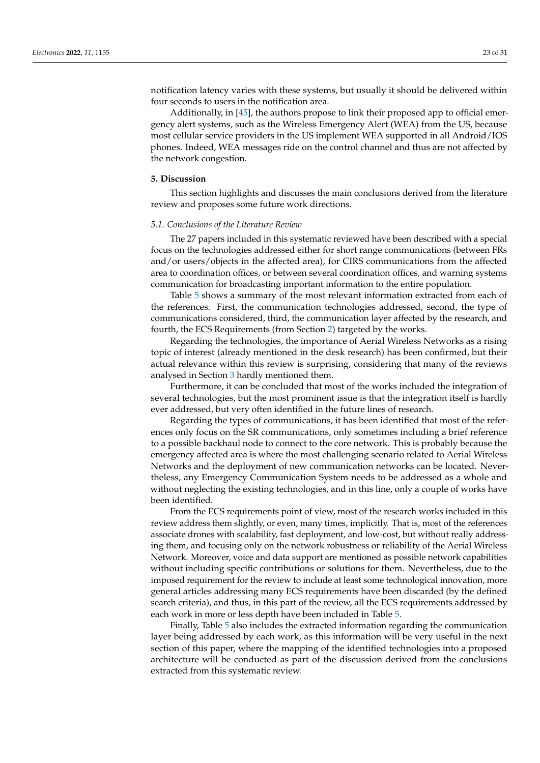notification latency varies with these systems, but usually it should be delivered within four seconds to users in the notification area.

Additionally, in [45], the authors propose to link their proposed app to official emergency alert systems, such as the Wireless Emergency Alert (WEA) from the US, because most cellular service providers in the US implement WEA supported in all Android/IOS phones. Indeed, WEA messages ride on the control channel and thus are not affected by the network congestion.

## 5. Discussion

This section highlights and discusses the main conclusions derived from the literature review and proposes some future work directions.

### *5.1. Conclusions of the Literature Review*

The 27 papers included in this systematic reviewed have been described with a special focus on the technologies addressed either for short range communications (between FRs and/or users/objects in the affected area), for CIRS communications from the affected area to coordination offices, or between several coordination offices, and warning systems communication for broadcasting important information to the entire population.

Table 5 shows a summary of the most relevant information extracted from each of the references. First, the communication technologies addressed, second, the type of communications considered, third, the communication layer affected by the research, and fourth, the ECS Requirements (from Section 2) targeted by the works.

Regarding the technologies, the importance of Aerial Wireless Networks as a rising topic of interest (already mentioned in the desk research) has been confirmed, but their actual relevance within this review is surprising, considering that many of the reviews analysed in Section 3 hardly mentioned them.

Furthermore, it can be concluded that most of the works included the integration of several technologies, but the most prominent issue is that the integration itself is hardly ever addressed, but very often identified in the future lines of research.

Regarding the types of communications, it has been identified that most of the references only focus on the SR communications, only sometimes including a brief reference to a possible backhaul node to connect to the core network. This is probably because the emergency affected area is where the most challenging scenario related to Aerial Wireless Networks and the deployment of new communication networks can be located. Nevertheless, any Emergency Communication System needs to be addressed as a whole and without neglecting the existing technologies, and in this line, only a couple of works have been identified.

From the ECS requirements point of view, most of the research works included in this review address them slightly, or even, many times, implicitly. That is, most of the references associate drones with scalability, fast deployment, and low-cost, but without really addressing them, and focusing only on the network robustness or reliability of the Aerial Wireless Network. Moreover, voice and data support are mentioned as possible network capabilities without including specific contributions or solutions for them. Nevertheless, due to the imposed requirement for the review to include at least some technological innovation, more general articles addressing many ECS requirements have been discarded (by the defined search criteria), and thus, in this part of the review, all the ECS requirements addressed by each work in more or less depth have been included in Table 5.

Finally, Table 5 also includes the extracted information regarding the communication layer being addressed by each work, as this information will be very useful in the next section of this paper, where the mapping of the identified technologies into a proposed architecture will be conducted as part of the discussion derived from the conclusions extracted from this systematic review.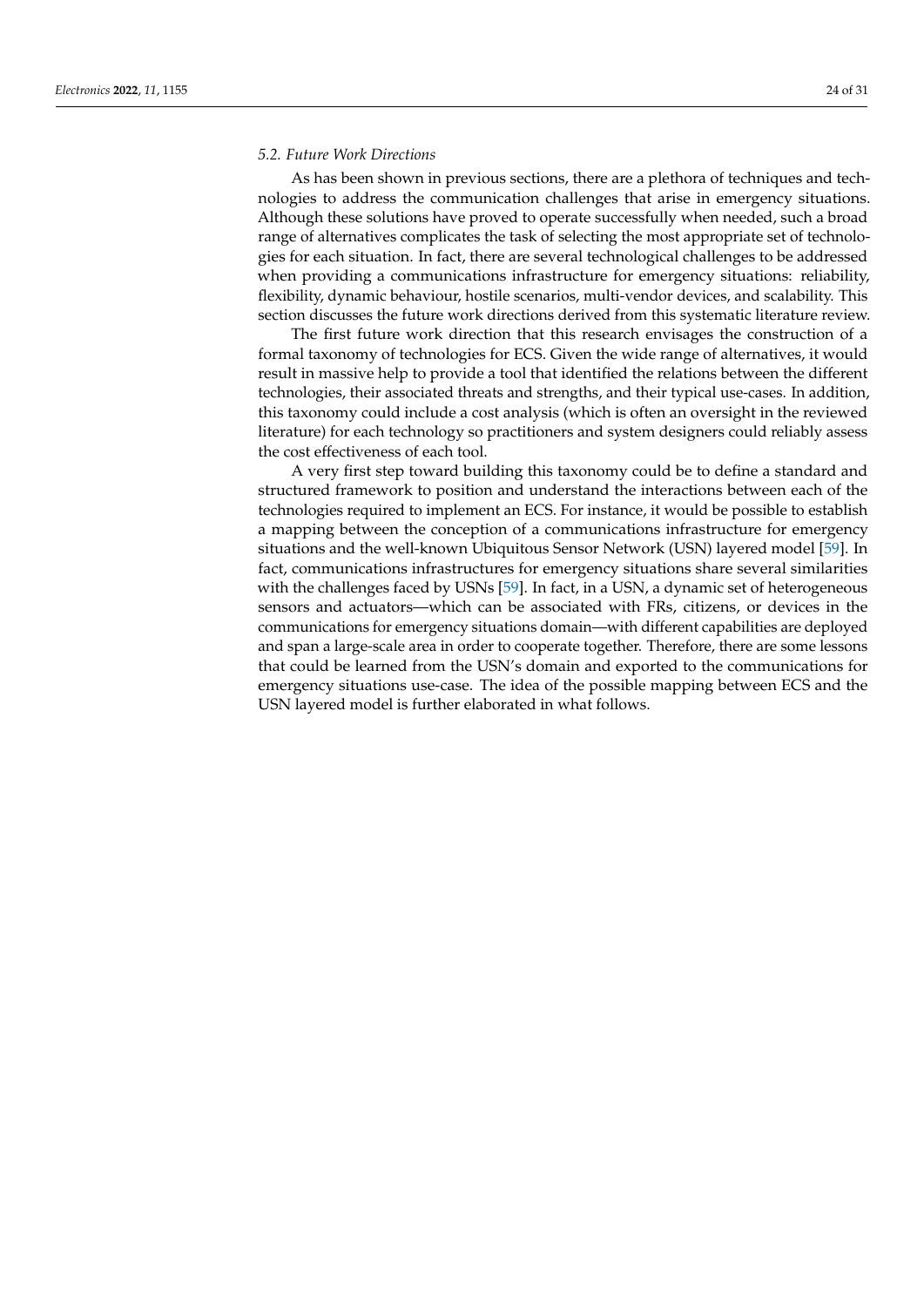### *5.2. Future Work Directions*

As has been shown in previous sections, there are a plethora of techniques and technologies to address the communication challenges that arise in emergency situations. Although these solutions have proved to operate successfully when needed, such a broad range of alternatives complicates the task of selecting the most appropriate set of technologies for each situation. In fact, there are several technological challenges to be addressed when providing a communications infrastructure for emergency situations: reliability, flexibility, dynamic behaviour, hostile scenarios, multi-vendor devices, and scalability. This section discusses the future work directions derived from this systematic literature review.

The first future work direction that this research envisages the construction of a formal taxonomy of technologies for ECS. Given the wide range of alternatives, it would result in massive help to provide a tool that identified the relations between the different technologies, their associated threats and strengths, and their typical use-cases. In addition, this taxonomy could include a cost analysis (which is often an oversight in the reviewed literature) for each technology so practitioners and system designers could reliably assess the cost effectiveness of each tool.

A very first step toward building this taxonomy could be to define a standard and structured framework to position and understand the interactions between each of the technologies required to implement an ECS. For instance, it would be possible to establish a mapping between the conception of a communications infrastructure for emergency situations and the well-known Ubiquitous Sensor Network (USN) layered model [59]. In fact, communications infrastructures for emergency situations share several similarities with the challenges faced by USNs [59]. In fact, in a USN, a dynamic set of heterogeneous sensors and actuators—which can be associated with FRs, citizens, or devices in the communications for emergency situations domain—with different capabilities are deployed and span a large-scale area in order to cooperate together. Therefore, there are some lessons that could be learned from the USN's domain and exported to the communications for emergency situations use-case. The idea of the possible mapping between ECS and the USN layered model is further elaborated in what follows.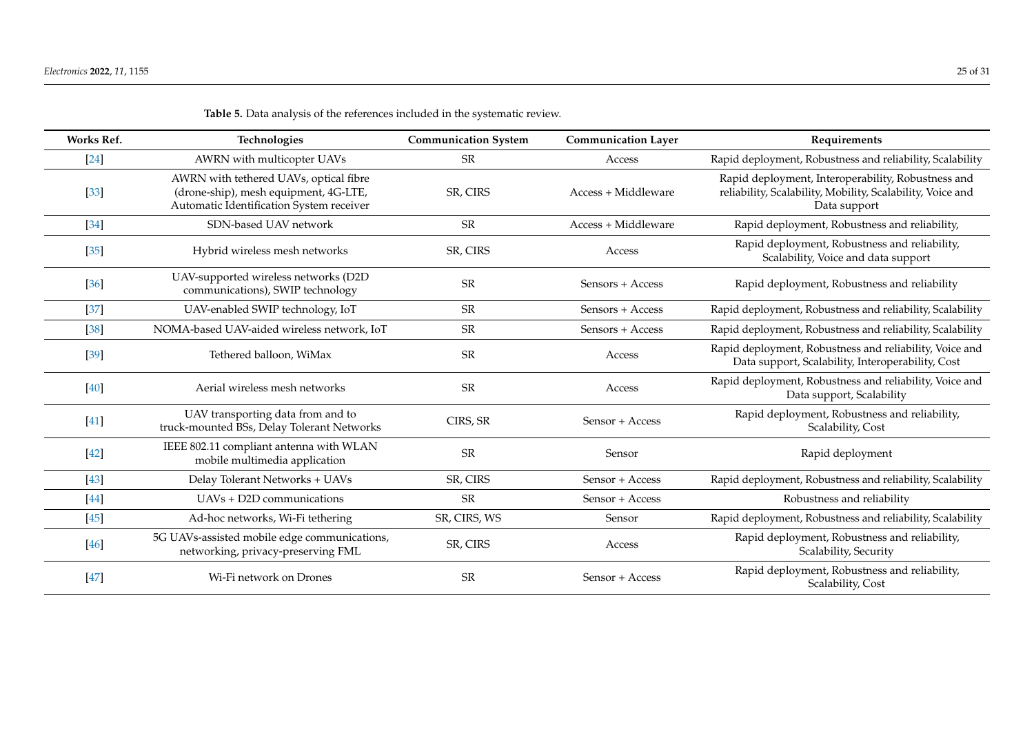**Table 5.** Data analysis of the references included in the systematic review.

| Works Ref. | Technologies | Communication System | Communication Layer | Requirements |
|---|---|---|---|---|
| [24] | AWRN with multicopter UAVs | SR | Access | Rapid deployment, Robustness and reliability, Scalability |
| [33] | AWRN with tethered UAVs, optical fibre (drone-ship), mesh equipment, 4G-LTE, Automatic Identification System receiver | SR, CIRS | Access + Middleware | Rapid deployment, Interoperability, Robustness and reliability, Scalability, Mobility, Scalability, Voice and Data support |
| [34] | SDN-based UAV network | SR | Access + Middleware | Rapid deployment, Robustness and reliability, |
| [35] | Hybrid wireless mesh networks | SR, CIRS | Access | Rapid deployment, Robustness and reliability, Scalability, Voice and data support |
| [36] | UAV-supported wireless networks (D2D communications), SWIP technology | SR | Sensors + Access | Rapid deployment, Robustness and reliability |
| [37] | UAV-enabled SWIP technology, IoT | SR | Sensors + Access | Rapid deployment, Robustness and reliability, Scalability |
| [38] | NOMA-based UAV-aided wireless network, IoT | SR | Sensors + Access | Rapid deployment, Robustness and reliability, Scalability |
| [39] | Tethered balloon, WiMax | SR | Access | Rapid deployment, Robustness and reliability, Voice and Data support, Scalability, Interoperability, Cost |
| [40] | Aerial wireless mesh networks | SR | Access | Rapid deployment, Robustness and reliability, Voice and Data support, Scalability |
| [41] | UAV transporting data from and to truck-mounted BSs, Delay Tolerant Networks | CIRS, SR | Sensor + Access | Rapid deployment, Robustness and reliability, Scalability, Cost |
| [42] | IEEE 802.11 compliant antenna with WLAN mobile multimedia application | SR | Sensor | Rapid deployment |
| [43] | Delay Tolerant Networks + UAVs | SR, CIRS | Sensor + Access | Rapid deployment, Robustness and reliability, Scalability |
| [44] | UAVs + D2D communications | SR | Sensor + Access | Robustness and reliability |
| [45] | Ad-hoc networks, Wi-Fi tethering | SR, CIRS, WS | Sensor | Rapid deployment, Robustness and reliability, Scalability |
| [46] | 5G UAVs-assisted mobile edge communications, networking, privacy-preserving FML | SR, CIRS | Access | Rapid deployment, Robustness and reliability, Scalability, Security |
| [47] | Wi-Fi network on Drones | SR | Sensor + Access | Rapid deployment, Robustness and reliability, Scalability, Cost |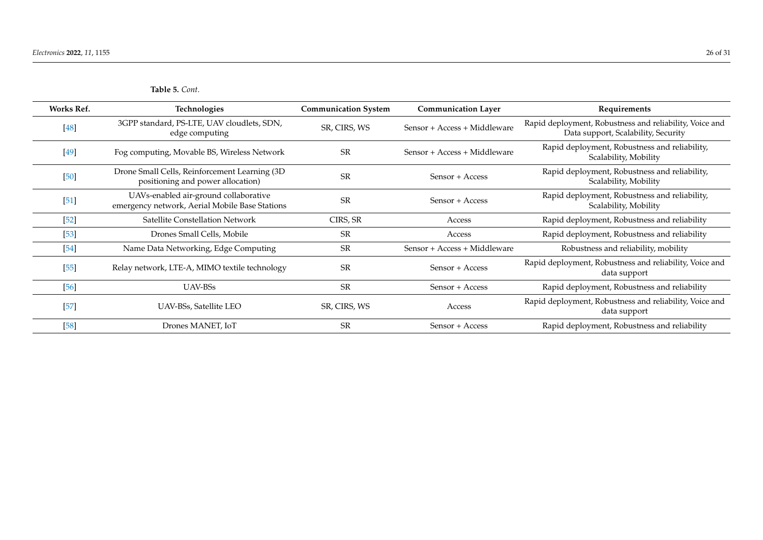**Table 5.** *Cont.*

| Works Ref. | Technologies | Communication System | Communication Layer | Requirements |
|---|---|---|---|---|
| [48] | 3GPP standard, PS-LTE, UAV cloudlets, SDN, edge computing | SR, CIRS, WS | Sensor + Access + Middleware | Rapid deployment, Robustness and reliability, Voice and Data support, Scalability, Security |
| [49] | Fog computing, Movable BS, Wireless Network | SR | Sensor + Access + Middleware | Rapid deployment, Robustness and reliability, Scalability, Mobility |
| [50] | Drone Small Cells, Reinforcement Learning (3D positioning and power allocation) | SR | Sensor + Access | Rapid deployment, Robustness and reliability, Scalability, Mobility |
| [51] | UAVs-enabled air-ground collaborative emergency network, Aerial Mobile Base Stations | SR | Sensor + Access | Rapid deployment, Robustness and reliability, Scalability, Mobility |
| [52] | Satellite Constellation Network | CIRS, SR | Access | Rapid deployment, Robustness and reliability |
| [53] | Drones Small Cells, Mobile | SR | Access | Rapid deployment, Robustness and reliability |
| [54] | Name Data Networking, Edge Computing | SR | Sensor + Access + Middleware | Robustness and reliability, mobility |
| [55] | Relay network, LTE-A, MIMO textile technology | SR | Sensor + Access | Rapid deployment, Robustness and reliability, Voice and data support |
| [56] | UAV-BSs | SR | Sensor + Access | Rapid deployment, Robustness and reliability |
| [57] | UAV-BSs, Satellite LEO | SR, CIRS, WS | Access | Rapid deployment, Robustness and reliability, Voice and data support |
| [58] | Drones MANET, IoT | SR | Sensor + Access | Rapid deployment, Robustness and reliability |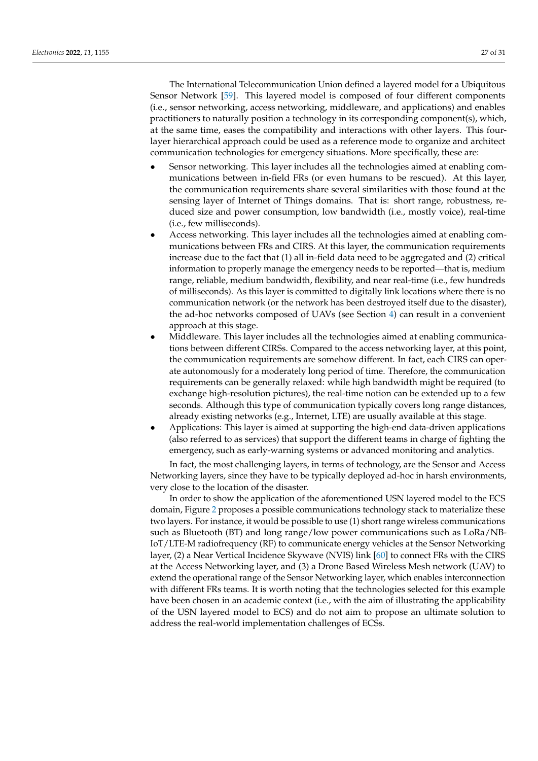The International Telecommunication Union defined a layered model for a Ubiquitous Sensor Network [59]. This layered model is composed of four different components (i.e., sensor networking, access networking, middleware, and applications) and enables practitioners to naturally position a technology in its corresponding component(s), which, at the same time, eases the compatibility and interactions with other layers. This four-layer hierarchical approach could be used as a reference mode to organize and architect communication technologies for emergency situations. More specifically, these are:

- Sensor networking. This layer includes all the technologies aimed at enabling communications between in-field FRs (or even humans to be rescued). At this layer, the communication requirements share several similarities with those found at the sensing layer of Internet of Things domains. That is: short range, robustness, reduced size and power consumption, low bandwidth (i.e., mostly voice), real-time (i.e., few milliseconds).
- Access networking. This layer includes all the technologies aimed at enabling communications between FRs and CIRS. At this layer, the communication requirements increase due to the fact that (1) all in-field data need to be aggregated and (2) critical information to properly manage the emergency needs to be reported—that is, medium range, reliable, medium bandwidth, flexibility, and near real-time (i.e., few hundreds of milliseconds). As this layer is committed to digitally link locations where there is no communication network (or the network has been destroyed itself due to the disaster), the ad-hoc networks composed of UAVs (see Section 4) can result in a convenient approach at this stage.
- Middleware. This layer includes all the technologies aimed at enabling communications between different CIRSs. Compared to the access networking layer, at this point, the communication requirements are somehow different. In fact, each CIRS can operate autonomously for a moderately long period of time. Therefore, the communication requirements can be generally relaxed: while high bandwidth might be required (to exchange high-resolution pictures), the real-time notion can be extended up to a few seconds. Although this type of communication typically covers long range distances, already existing networks (e.g., Internet, LTE) are usually available at this stage.
- Applications: This layer is aimed at supporting the high-end data-driven applications (also referred to as services) that support the different teams in charge of fighting the emergency, such as early-warning systems or advanced monitoring and analytics.

In fact, the most challenging layers, in terms of technology, are the Sensor and Access Networking layers, since they have to be typically deployed ad-hoc in harsh environments, very close to the location of the disaster.

In order to show the application of the aforementioned USN layered model to the ECS domain, Figure 2 proposes a possible communications technology stack to materialize these two layers. For instance, it would be possible to use (1) short range wireless communications such as Bluetooth (BT) and long range/low power communications such as LoRa/NB-IoT/LTE-M radiofrequency (RF) to communicate energy vehicles at the Sensor Networking layer, (2) a Near Vertical Incidence Skywave (NVIS) link [60] to connect FRs with the CIRS at the Access Networking layer, and (3) a Drone Based Wireless Mesh network (UAV) to extend the operational range of the Sensor Networking layer, which enables interconnection with different FRs teams. It is worth noting that the technologies selected for this example have been chosen in an academic context (i.e., with the aim of illustrating the applicability of the USN layered model to ECS) and do not aim to propose an ultimate solution to address the real-world implementation challenges of ECSs.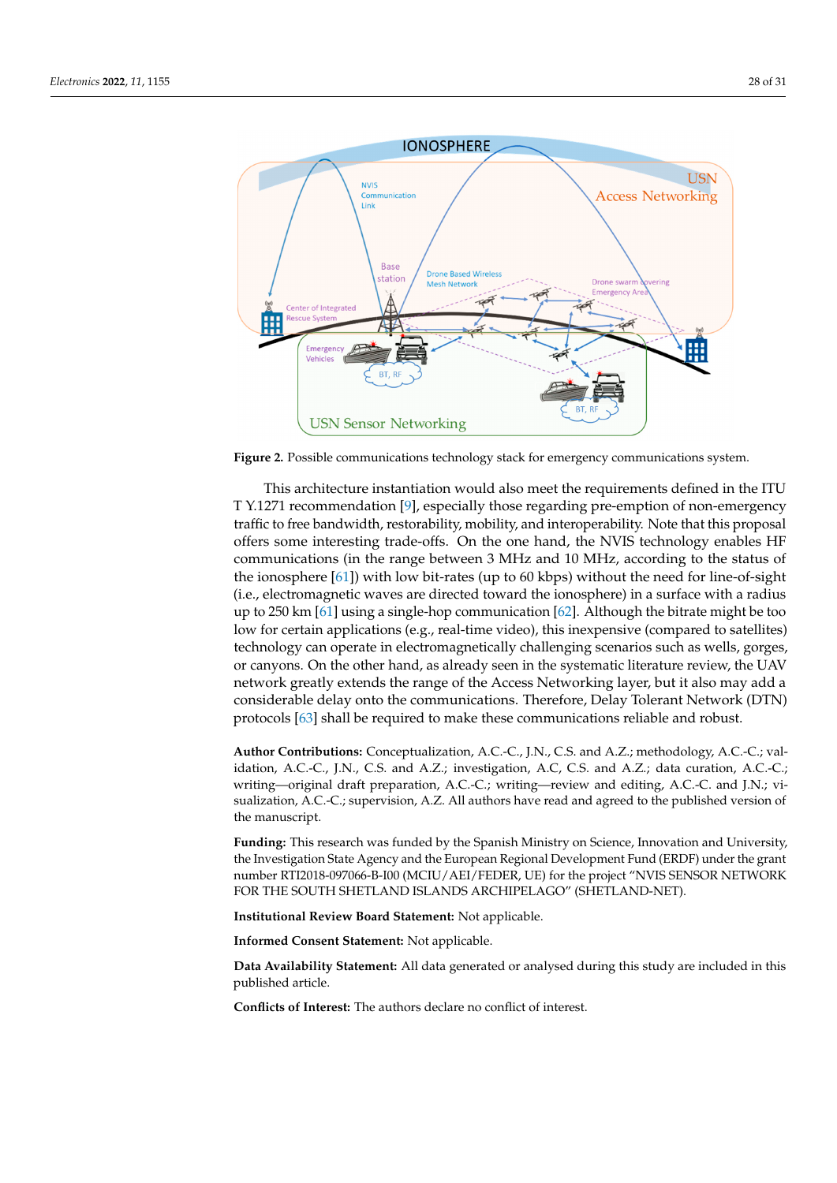Figure 2. Possible communications technology stack for emergency communications system.

This architecture instantiation would also meet the requirements defined in the ITU T Y.1271 recommendation [9], especially those regarding pre-emption of non-emergency traffic to free bandwidth, restorability, mobility, and interoperability. Note that this proposal offers some interesting trade-offs. On the one hand, the NVIS technology enables HF communications (in the range between 3 MHz and 10 MHz, according to the status of the ionosphere [61]) with low bit-rates (up to 60 kbps) without the need for line-of-sight (i.e., electromagnetic waves are directed toward the ionosphere) in a surface with a radius up to 250 km [61] using a single-hop communication [62]. Although the bitrate might be too low for certain applications (e.g., real-time video), this inexpensive (compared to satellites) technology can operate in electromagnetically challenging scenarios such as wells, gorges, or canyons. On the other hand, as already seen in the systematic literature review, the UAV network greatly extends the range of the Access Networking layer, but it also may add a considerable delay onto the communications. Therefore, Delay Tolerant Network (DTN) protocols [63] shall be required to make these communications reliable and robust.

**Author Contributions:** Conceptualization, A.C.-C., J.N., C.S. and A.Z.; methodology, A.C.-C.; validation, A.C.-C., J.N., C.S. and A.Z.; investigation, A.C, C.S. and A.Z.; data curation, A.C.-C.; writing—original draft preparation, A.C.-C.; writing—review and editing, A.C.-C. and J.N.; visualization, A.C.-C.; supervision, A.Z. All authors have read and agreed to the published version of the manuscript.

**Funding:** This research was funded by the Spanish Ministry on Science, Innovation and University, the Investigation State Agency and the European Regional Development Fund (ERDF) under the grant number RTI2018-097066-B-I00 (MCIU/AEI/FEDER, UE) for the project "NVIS SENSOR NETWORK FOR THE SOUTH SHETLAND ISLANDS ARCHIPELAGO" (SHETLAND-NET).

**Institutional Review Board Statement:** Not applicable.

**Informed Consent Statement:** Not applicable.

**Data Availability Statement:** All data generated or analysed during this study are included in this published article.

**Conflicts of Interest:** The authors declare no conflict of interest.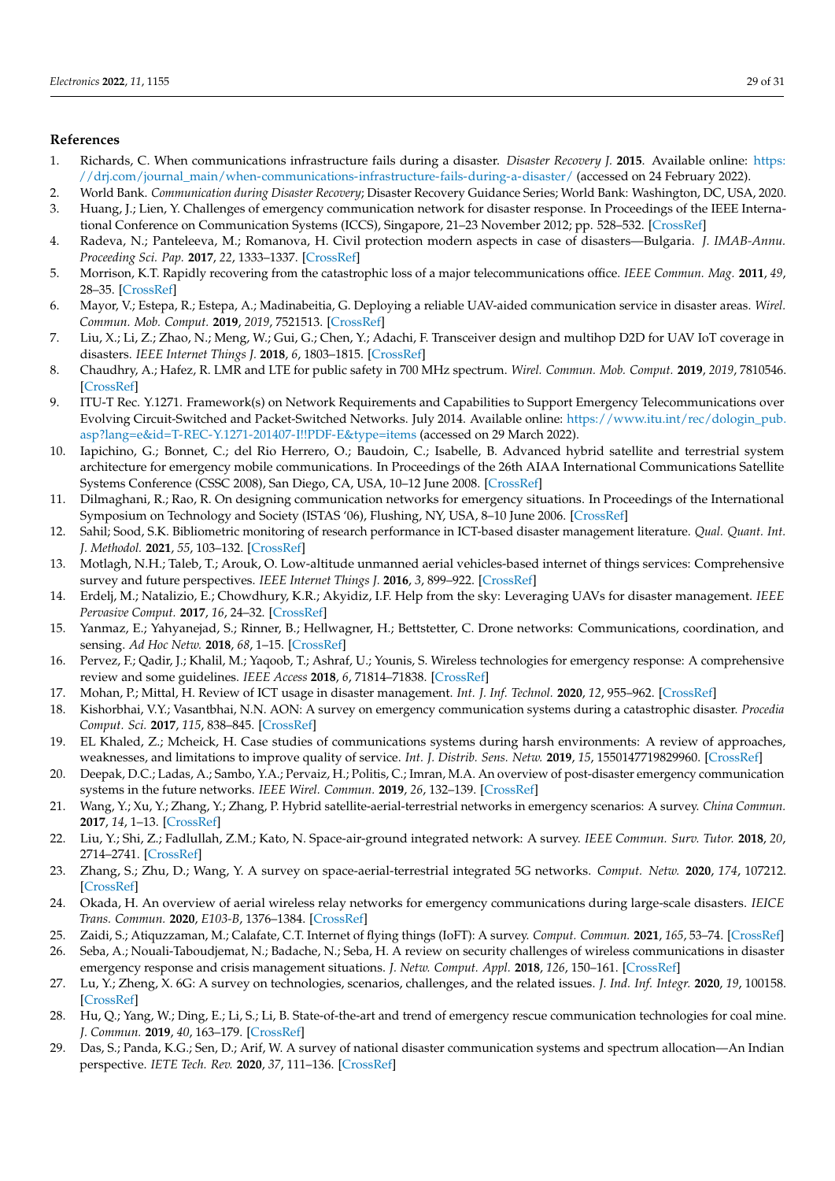## References

1. Richards, C. When communications infrastructure fails during a disaster. *Disaster Recovery J.* **2015**. Available online: https://drj.com/journal_main/when-communications-infrastructure-fails-during-a-disaster/ (accessed on 24 February 2022).
2. World Bank. *Communication during Disaster Recovery*; Disaster Recovery Guidance Series; World Bank: Washington, DC, USA, 2020.
3. Huang, J.; Lien, Y. Challenges of emergency communication network for disaster response. In Proceedings of the IEEE International Conference on Communication Systems (ICCS), Singapore, 21–23 November 2012; pp. 528–532. [CrossRef]
4. Radeva, N.; Panteleeva, M.; Romanova, H. Civil protection modern aspects in case of disasters—Bulgaria. *J. IMAB-Annu. Proceeding Sci. Pap.* **2017**, *22*, 1333–1337. [CrossRef]
5. Morrison, K.T. Rapidly recovering from the catastrophic loss of a major telecommunications office. *IEEE Commun. Mag.* **2011**, *49*, 28–35. [CrossRef]
6. Mayor, V.; Estepa, R.; Estepa, A.; Madinabeitia, G. Deploying a reliable UAV-aided communication service in disaster areas. *Wirel. Commun. Mob. Comput.* **2019**, *2019*, 7521513. [CrossRef]
7. Liu, X.; Li, Z.; Zhao, N.; Meng, W.; Gui, G.; Chen, Y.; Adachi, F. Transceiver design and multihop D2D for UAV IoT coverage in disasters. *IEEE Internet Things J.* **2018**, *6*, 1803–1815. [CrossRef]
8. Chaudhry, A.; Hafez, R. LMR and LTE for public safety in 700 MHz spectrum. *Wirel. Commun. Mob. Comput.* **2019**, *2019*, 7810546. [CrossRef]
9. ITU-T Rec. Y.1271. Framework(s) on Network Requirements and Capabilities to Support Emergency Telecommunications over Evolving Circuit-Switched and Packet-Switched Networks. July 2014. Available online: https://www.itu.int/rec/dologin_pub.asp?lang=e&id=T-REC-Y.1271-201407-I!!PDF-E&type=items (accessed on 29 March 2022).
10. Iapichino, G.; Bonnet, C.; del Rio Herrero, O.; Baudoin, C.; Isabelle, B. Advanced hybrid satellite and terrestrial system architecture for emergency mobile communications. In Proceedings of the 26th AIAA International Communications Satellite Systems Conference (CSSC 2008), San Diego, CA, USA, 10–12 June 2008. [CrossRef]
11. Dilmaghani, R.; Rao, R. On designing communication networks for emergency situations. In Proceedings of the International Symposium on Technology and Society (ISTAS '06), Flushing, NY, USA, 8–10 June 2006. [CrossRef]
12. Sahil; Sood, S.K. Bibliometric monitoring of research performance in ICT-based disaster management literature. *Qual. Quant. Int. J. Methodol.* **2021**, *55*, 103–132. [CrossRef]
13. Motlagh, N.H.; Taleb, T.; Arouk, O. Low-altitude unmanned aerial vehicles-based internet of things services: Comprehensive survey and future perspectives. *IEEE Internet Things J.* **2016**, *3*, 899–922. [CrossRef]
14. Erdelj, M.; Natalizio, E.; Chowdhury, K.R.; Akyidiz, I.F. Help from the sky: Leveraging UAVs for disaster management. *IEEE Pervasive Comput.* **2017**, *16*, 24–32. [CrossRef]
15. Yanmaz, E.; Yahyanejad, S.; Rinner, B.; Hellwagner, H.; Bettstetter, C. Drone networks: Communications, coordination, and sensing. *Ad Hoc Netw.* **2018**, *68*, 1–15. [CrossRef]
16. Pervez, F.; Qadir, J.; Khalil, M.; Yaqoob, T.; Ashraf, U.; Younis, S. Wireless technologies for emergency response: A comprehensive review and some guidelines. *IEEE Access* **2018**, *6*, 71814–71838. [CrossRef]
17. Mohan, P.; Mittal, H. Review of ICT usage in disaster management. *Int. J. Inf. Technol.* **2020**, *12*, 955–962. [CrossRef]
18. Kishorbhai, V.Y.; Vasantbhai, N.N. AON: A survey on emergency communication systems during a catastrophic disaster. *Procedia Comput. Sci.* **2017**, *115*, 838–845. [CrossRef]
19. EL Khaled, Z.; Mcheick, H. Case studies of communications systems during harsh environments: A review of approaches, weaknesses, and limitations to improve quality of service. *Int. J. Distrib. Sens. Netw.* **2019**, *15*, 1550147719829960. [CrossRef]
20. Deepak, D.C.; Ladas, A.; Sambo, Y.A.; Pervaiz, H.; Politis, C.; Imran, M.A. An overview of post-disaster emergency communication systems in the future networks. *IEEE Wirel. Commun.* **2019**, *26*, 132–139. [CrossRef]
21. Wang, Y.; Xu, Y.; Zhang, Y.; Zhang, P. Hybrid satellite-aerial-terrestrial networks in emergency scenarios: A survey. *China Commun.* **2017**, *14*, 1–13. [CrossRef]
22. Liu, Y.; Shi, Z.; Fadlullah, Z.M.; Kato, N. Space-air-ground integrated network: A survey. *IEEE Commun. Surv. Tutor.* **2018**, *20*, 2714–2741. [CrossRef]
23. Zhang, S.; Zhu, D.; Wang, Y. A survey on space-aerial-terrestrial integrated 5G networks. *Comput. Netw.* **2020**, *174*, 107212. [CrossRef]
24. Okada, H. An overview of aerial wireless relay networks for emergency communications during large-scale disasters. *IEICE Trans. Commun.* **2020**, *E103-B*, 1376–1384. [CrossRef]
25. Zaidi, S.; Atiquzzaman, M.; Calafate, C.T. Internet of flying things (IoFT): A survey. *Comput. Commun.* **2021**, *165*, 53–74. [CrossRef]
26. Seba, A.; Nouali-Taboudjemat, N.; Badache, N.; Seba, H. A review on security challenges of wireless communications in disaster emergency response and crisis management situations. *J. Netw. Comput. Appl.* **2018**, *126*, 150–161. [CrossRef]
27. Lu, Y.; Zheng, X. 6G: A survey on technologies, scenarios, challenges, and the related issues. *J. Ind. Inf. Integr.* **2020**, *19*, 100158. [CrossRef]
28. Hu, Q.; Yang, W.; Ding, E.; Li, S.; Li, B. State-of-the-art and trend of emergency rescue communication technologies for coal mine. *J. Commun.* **2019**, *40*, 163–179. [CrossRef]
29. Das, S.; Panda, K.G.; Sen, D.; Arif, W. A survey of national disaster communication systems and spectrum allocation—An Indian perspective. *IETE Tech. Rev.* **2020**, *37*, 111–136. [CrossRef]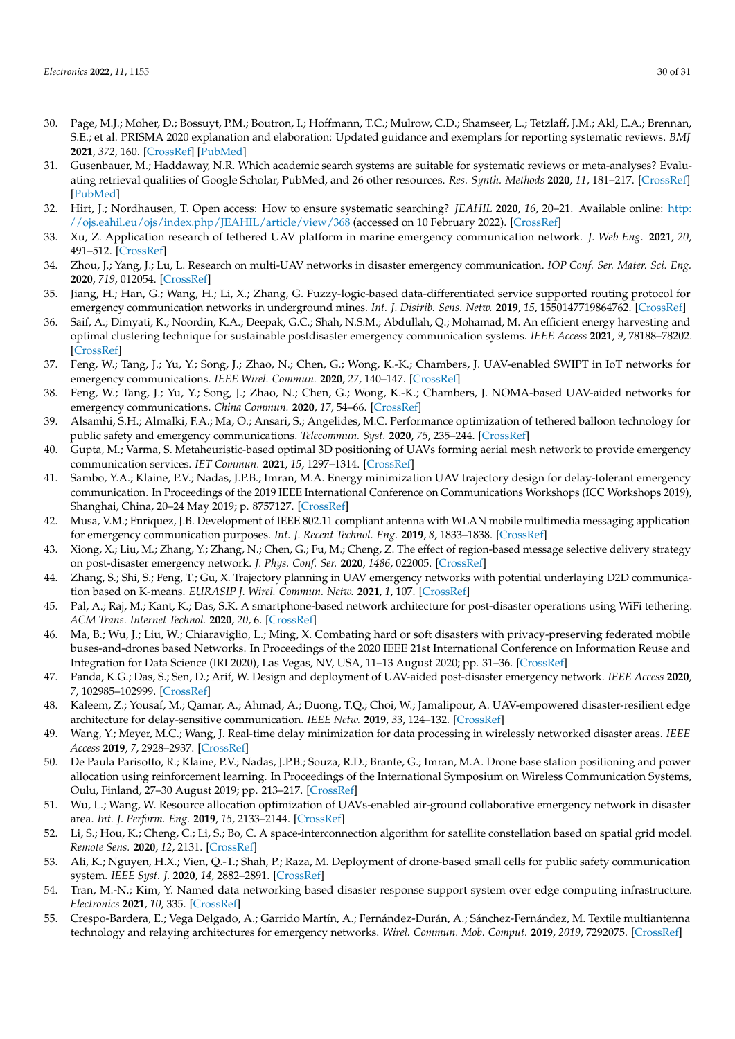30. Page, M.J.; Moher, D.; Bossuyt, P.M.; Boutron, I.; Hoffmann, T.C.; Mulrow, C.D.; Shamseer, L.; Tetzlaff, J.M.; Akl, E.A.; Brennan, S.E.; et al. PRISMA 2020 explanation and elaboration: Updated guidance and exemplars for reporting systematic reviews. *BMJ* **2021**, *372*, 160. [CrossRef] [PubMed]
31. Gusenbauer, M.; Haddaway, N.R. Which academic search systems are suitable for systematic reviews or meta-analyses? Evaluating retrieval qualities of Google Scholar, PubMed, and 26 other resources. *Res. Synth. Methods* **2020**, *11*, 181–217. [CrossRef] [PubMed]
32. Hirt, J.; Nordhausen, T. Open access: How to ensure systematic searching? *JEAHIL* **2020**, *16*, 20–21. Available online: http://ojs.eahil.eu/ojs/index.php/JEAHIL/article/view/368 (accessed on 10 February 2022). [CrossRef]
33. Xu, Z. Application research of tethered UAV platform in marine emergency communication network. *J. Web Eng.* **2021**, *20*, 491–512. [CrossRef]
34. Zhou, J.; Yang, J.; Lu, L. Research on multi-UAV networks in disaster emergency communication. *IOP Conf. Ser. Mater. Sci. Eng.* **2020**, *719*, 012054. [CrossRef]
35. Jiang, H.; Han, G.; Wang, H.; Li, X.; Zhang, G. Fuzzy-logic-based data-differentiated service supported routing protocol for emergency communication networks in underground mines. *Int. J. Distrib. Sens. Netw.* **2019**, *15*, 1550147719864762. [CrossRef]
36. Saif, A.; Dimyati, K.; Noordin, K.A.; Deepak, G.C.; Shah, N.S.M.; Abdullah, Q.; Mohamad, M. An efficient energy harvesting and optimal clustering technique for sustainable postdisaster emergency communication systems. *IEEE Access* **2021**, *9*, 78188–78202. [CrossRef]
37. Feng, W.; Tang, J.; Yu, Y.; Song, J.; Zhao, N.; Chen, G.; Wong, K.-K.; Chambers, J. UAV-enabled SWIPT in IoT networks for emergency communications. *IEEE Wirel. Commun.* **2020**, *27*, 140–147. [CrossRef]
38. Feng, W.; Tang, J.; Yu, Y.; Song, J.; Zhao, N.; Chen, G.; Wong, K.-K.; Chambers, J. NOMA-based UAV-aided networks for emergency communications. *China Commun.* **2020**, *17*, 54–66. [CrossRef]
39. Alsamhi, S.H.; Almalki, F.A.; Ma, O.; Ansari, S.; Angelides, M.C. Performance optimization of tethered balloon technology for public safety and emergency communications. *Telecommun. Syst.* **2020**, *75*, 235–244. [CrossRef]
40. Gupta, M.; Varma, S. Metaheuristic-based optimal 3D positioning of UAVs forming aerial mesh network to provide emergency communication services. *IET Commun.* **2021**, *15*, 1297–1314. [CrossRef]
41. Sambo, Y.A.; Klaine, P.V.; Nadas, J.P.B.; Imran, M.A. Energy minimization UAV trajectory design for delay-tolerant emergency communication. In Proceedings of the 2019 IEEE International Conference on Communications Workshops (ICC Workshops 2019), Shanghai, China, 20–24 May 2019; p. 8757127. [CrossRef]
42. Musa, V.M.; Enriquez, J.B. Development of IEEE 802.11 compliant antenna with WLAN mobile multimedia messaging application for emergency communication purposes. *Int. J. Recent Technol. Eng.* **2019**, *8*, 1833–1838. [CrossRef]
43. Xiong, X.; Liu, M.; Zhang, Y.; Zhang, N.; Chen, G.; Fu, M.; Cheng, Z. The effect of region-based message selective delivery strategy on post-disaster emergency network. *J. Phys. Conf. Ser.* **2020**, *1486*, 022005. [CrossRef]
44. Zhang, S.; Shi, S.; Feng, T.; Gu, X. Trajectory planning in UAV emergency networks with potential underlaying D2D communication based on K-means. *EURASIP J. Wirel. Commun. Netw.* **2021**, *1*, 107. [CrossRef]
45. Pal, A.; Raj, M.; Kant, K.; Das, S.K. A smartphone-based network architecture for post-disaster operations using WiFi tethering. *ACM Trans. Internet Technol.* **2020**, *20*, 6. [CrossRef]
46. Ma, B.; Wu, J.; Liu, W.; Chiaraviglio, L.; Ming, X. Combating hard or soft disasters with privacy-preserving federated mobile buses-and-drones based Networks. In Proceedings of the 2020 IEEE 21st International Conference on Information Reuse and Integration for Data Science (IRI 2020), Las Vegas, NV, USA, 11–13 August 2020; pp. 31–36. [CrossRef]
47. Panda, K.G.; Das, S.; Sen, D.; Arif, W. Design and deployment of UAV-aided post-disaster emergency network. *IEEE Access* **2020**, *7*, 102985–102999. [CrossRef]
48. Kaleem, Z.; Yousaf, M.; Qamar, A.; Ahmad, A.; Duong, T.Q.; Choi, W.; Jamalipour, A. UAV-empowered disaster-resilient edge architecture for delay-sensitive communication. *IEEE Netw.* **2019**, *33*, 124–132. [CrossRef]
49. Wang, Y.; Meyer, M.C.; Wang, J. Real-time delay minimization for data processing in wirelessly networked disaster areas. *IEEE Access* **2019**, *7*, 2928–2937. [CrossRef]
50. De Paula Parisotto, R.; Klaine, P.V.; Nadas, J.P.B.; Souza, R.D.; Brante, G.; Imran, M.A. Drone base station positioning and power allocation using reinforcement learning. In Proceedings of the International Symposium on Wireless Communication Systems, Oulu, Finland, 27–30 August 2019; pp. 213–217. [CrossRef]
51. Wu, L.; Wang, W. Resource allocation optimization of UAVs-enabled air-ground collaborative emergency network in disaster area. *Int. J. Perform. Eng.* **2019**, *15*, 2133–2144. [CrossRef]
52. Li, S.; Hou, K.; Cheng, C.; Li, S.; Bo, C. A space-interconnection algorithm for satellite constellation based on spatial grid model. *Remote Sens.* **2020**, *12*, 2131. [CrossRef]
53. Ali, K.; Nguyen, H.X.; Vien, Q.-T.; Shah, P.; Raza, M. Deployment of drone-based small cells for public safety communication system. *IEEE Syst. J.* **2020**, *14*, 2882–2891. [CrossRef]
54. Tran, M.-N.; Kim, Y. Named data networking based disaster response support system over edge computing infrastructure. *Electronics* **2021**, *10*, 335. [CrossRef]
55. Crespo-Bardera, E.; Vega Delgado, A.; Garrido Martín, A.; Fernández-Durán, A.; Sánchez-Fernández, M. Textile multiantenna technology and relaying architectures for emergency networks. *Wirel. Commun. Mob. Comput.* **2019**, *2019*, 7292075. [CrossRef]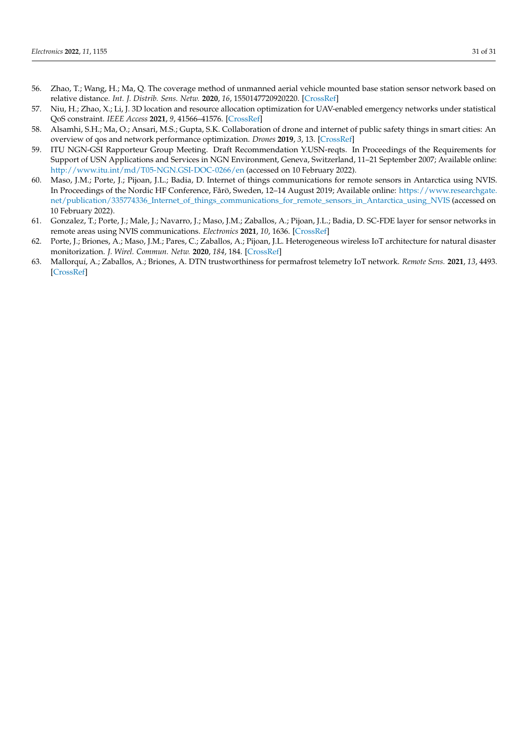56. Zhao, T.; Wang, H.; Ma, Q. The coverage method of unmanned aerial vehicle mounted base station sensor network based on relative distance. *Int. J. Distrib. Sens. Netw.* **2020**, *16*, 1550147720920220. [CrossRef]
57. Niu, H.; Zhao, X.; Li, J. 3D location and resource allocation optimization for UAV-enabled emergency networks under statistical QoS constraint. *IEEE Access* **2021**, *9*, 41566–41576. [CrossRef]
58. Alsamhi, S.H.; Ma, O.; Ansari, M.S.; Gupta, S.K. Collaboration of drone and internet of public safety things in smart cities: An overview of qos and network performance optimization. *Drones* **2019**, *3*, 13. [CrossRef]
59. ITU NGN-GSI Rapporteur Group Meeting. Draft Recommendation Y.USN-reqts. In Proceedings of the Requirements for Support of USN Applications and Services in NGN Environment, Geneva, Switzerland, 11–21 September 2007; Available online: http://www.itu.int/md/T05-NGN.GSI-DOC-0266/en (accessed on 10 February 2022).
60. Maso, J.M.; Porte, J.; Pijoan, J.L.; Badia, D. Internet of things communications for remote sensors in Antarctica using NVIS. In Proceedings of the Nordic HF Conference, Fårö, Sweden, 12–14 August 2019; Available online: https://www.researchgate.net/publication/335774336_Internet_of_things_communications_for_remote_sensors_in_Antarctica_using_NVIS (accessed on 10 February 2022).
61. Gonzalez, T.; Porte, J.; Male, J.; Navarro, J.; Maso, J.M.; Zaballos, A.; Pijoan, J.L.; Badia, D. SC-FDE layer for sensor networks in remote areas using NVIS communications. *Electronics* **2021**, *10*, 1636. [CrossRef]
62. Porte, J.; Briones, A.; Maso, J.M.; Pares, C.; Zaballos, A.; Pijoan, J.L. Heterogeneous wireless IoT architecture for natural disaster monitorization. *J. Wirel. Commun. Netw.* **2020**, *184*, 184. [CrossRef]
63. Mallorquí, A.; Zaballos, A.; Briones, A. DTN trustworthiness for permafrost telemetry IoT network. *Remote Sens.* **2021**, *13*, 4493. [CrossRef]